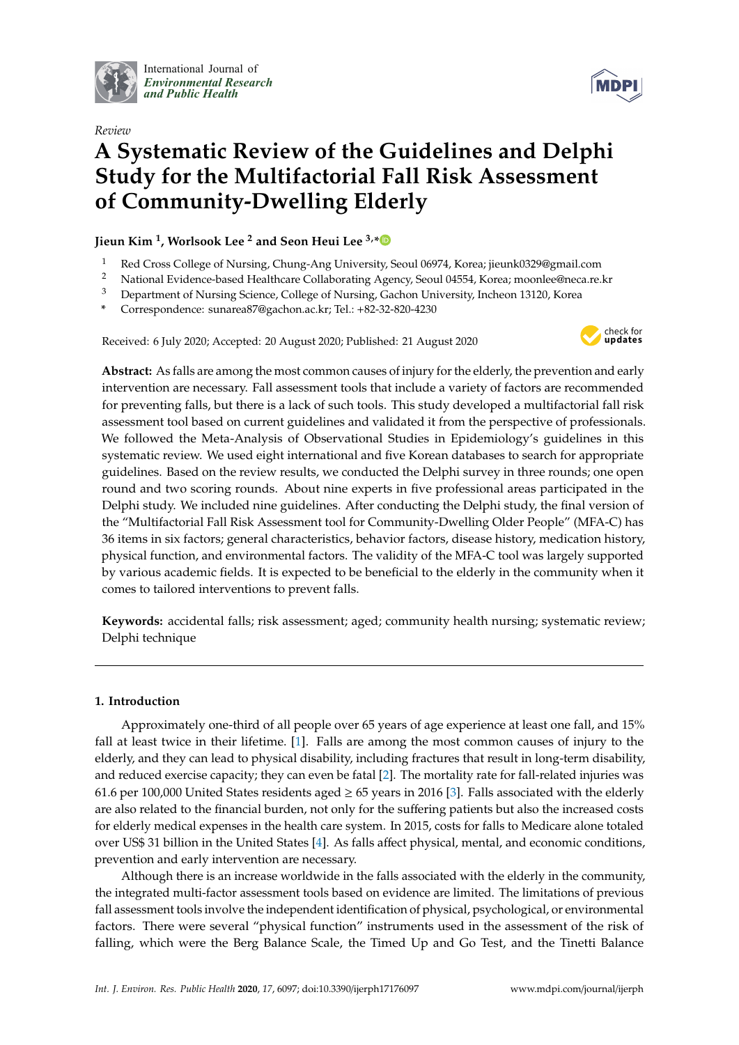International Journal of *Environmental Research and Public Health*

*Review*

# A Systematic Review of the Guidelines and Delphi Study for the Multifactorial Fall Risk Assessment of Community-Dwelling Elderly

**Jieun Kim [1], Worlsook Lee [2] and Seon Heui Lee [3,*]**

[1] Red Cross College of Nursing, Chung-Ang University, Seoul 06974, Korea; jieunk0329@gmail.com
[2] National Evidence-based Healthcare Collaborating Agency, Seoul 04554, Korea; moonlee@neca.re.kr
[3] Department of Nursing Science, College of Nursing, Gachon University, Incheon 13120, Korea
[*] Correspondence: sunarea87@gachon.ac.kr; Tel.: +82-32-820-4230

Received: 6 July 2020; Accepted: 20 August 2020; Published: 21 August 2020

**Abstract:** As falls are among the most common causes of injury for the elderly, the prevention and early intervention are necessary. Fall assessment tools that include a variety of factors are recommended for preventing falls, but there is a lack of such tools. This study developed a multifactorial fall risk assessment tool based on current guidelines and validated it from the perspective of professionals. We followed the Meta-Analysis of Observational Studies in Epidemiology's guidelines in this systematic review. We used eight international and five Korean databases to search for appropriate guidelines. Based on the review results, we conducted the Delphi survey in three rounds; one open round and two scoring rounds. About nine experts in five professional areas participated in the Delphi study. We included nine guidelines. After conducting the Delphi study, the final version of the "Multifactorial Fall Risk Assessment tool for Community-Dwelling Older People" (MFA-C) has 36 items in six factors; general characteristics, behavior factors, disease history, medication history, physical function, and environmental factors. The validity of the MFA-C tool was largely supported by various academic fields. It is expected to be beneficial to the elderly in the community when it comes to tailored interventions to prevent falls.

**Keywords:** accidental falls; risk assessment; aged; community health nursing; systematic review; Delphi technique

## 1. Introduction

Approximately one-third of all people over 65 years of age experience at least one fall, and 15% fall at least twice in their lifetime. [1]. Falls are among the most common causes of injury to the elderly, and they can lead to physical disability, including fractures that result in long-term disability, and reduced exercise capacity; they can even be fatal [2]. The mortality rate for fall-related injuries was 61.6 per 100,000 United States residents aged ≥ 65 years in 2016 [3]. Falls associated with the elderly are also related to the financial burden, not only for the suffering patients but also the increased costs for elderly medical expenses in the health care system. In 2015, costs for falls to Medicare alone totaled over US$ 31 billion in the United States [4]. As falls affect physical, mental, and economic conditions, prevention and early intervention are necessary.

Although there is an increase worldwide in the falls associated with the elderly in the community, the integrated multi-factor assessment tools based on evidence are limited. The limitations of previous fall assessment tools involve the independent identification of physical, psychological, or environmental factors. There were several "physical function" instruments used in the assessment of the risk of falling, which were the Berg Balance Scale, the Timed Up and Go Test, and the Tinetti Balance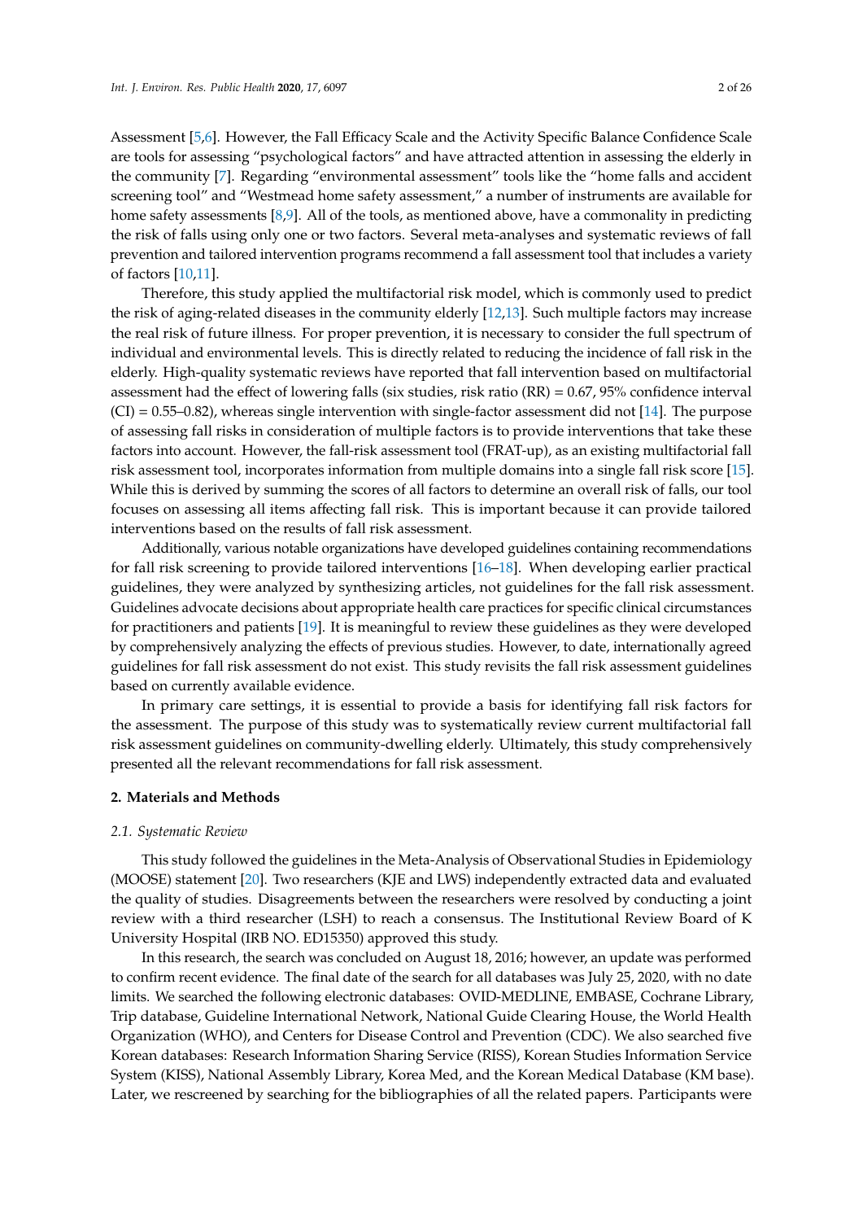Assessment [5,6]. However, the Fall Efficacy Scale and the Activity Specific Balance Confidence Scale are tools for assessing "psychological factors" and have attracted attention in assessing the elderly in the community [7]. Regarding "environmental assessment" tools like the "home falls and accident screening tool" and "Westmead home safety assessment," a number of instruments are available for home safety assessments [8,9]. All of the tools, as mentioned above, have a commonality in predicting the risk of falls using only one or two factors. Several meta-analyses and systematic reviews of fall prevention and tailored intervention programs recommend a fall assessment tool that includes a variety of factors [10,11].

Therefore, this study applied the multifactorial risk model, which is commonly used to predict the risk of aging-related diseases in the community elderly [12,13]. Such multiple factors may increase the real risk of future illness. For proper prevention, it is necessary to consider the full spectrum of individual and environmental levels. This is directly related to reducing the incidence of fall risk in the elderly. High-quality systematic reviews have reported that fall intervention based on multifactorial assessment had the effect of lowering falls (six studies, risk ratio (RR) = 0.67, 95% confidence interval (CI) = 0.55–0.82), whereas single intervention with single-factor assessment did not [14]. The purpose of assessing fall risks in consideration of multiple factors is to provide interventions that take these factors into account. However, the fall-risk assessment tool (FRAT-up), as an existing multifactorial fall risk assessment tool, incorporates information from multiple domains into a single fall risk score [15]. While this is derived by summing the scores of all factors to determine an overall risk of falls, our tool focuses on assessing all items affecting fall risk. This is important because it can provide tailored interventions based on the results of fall risk assessment.

Additionally, various notable organizations have developed guidelines containing recommendations for fall risk screening to provide tailored interventions [16–18]. When developing earlier practical guidelines, they were analyzed by synthesizing articles, not guidelines for the fall risk assessment. Guidelines advocate decisions about appropriate health care practices for specific clinical circumstances for practitioners and patients [19]. It is meaningful to review these guidelines as they were developed by comprehensively analyzing the effects of previous studies. However, to date, internationally agreed guidelines for fall risk assessment do not exist. This study revisits the fall risk assessment guidelines based on currently available evidence.

In primary care settings, it is essential to provide a basis for identifying fall risk factors for the assessment. The purpose of this study was to systematically review current multifactorial fall risk assessment guidelines on community-dwelling elderly. Ultimately, this study comprehensively presented all the relevant recommendations for fall risk assessment.

## 2. Materials and Methods

### 2.1. Systematic Review

This study followed the guidelines in the Meta-Analysis of Observational Studies in Epidemiology (MOOSE) statement [20]. Two researchers (KJE and LWS) independently extracted data and evaluated the quality of studies. Disagreements between the researchers were resolved by conducting a joint review with a third researcher (LSH) to reach a consensus. The Institutional Review Board of K University Hospital (IRB NO. ED15350) approved this study.

In this research, the search was concluded on August 18, 2016; however, an update was performed to confirm recent evidence. The final date of the search for all databases was July 25, 2020, with no date limits. We searched the following electronic databases: OVID-MEDLINE, EMBASE, Cochrane Library, Trip database, Guideline International Network, National Guide Clearing House, the World Health Organization (WHO), and Centers for Disease Control and Prevention (CDC). We also searched five Korean databases: Research Information Sharing Service (RISS), Korean Studies Information Service System (KISS), National Assembly Library, Korea Med, and the Korean Medical Database (KM base). Later, we rescreened by searching for the bibliographies of all the related papers. Participants were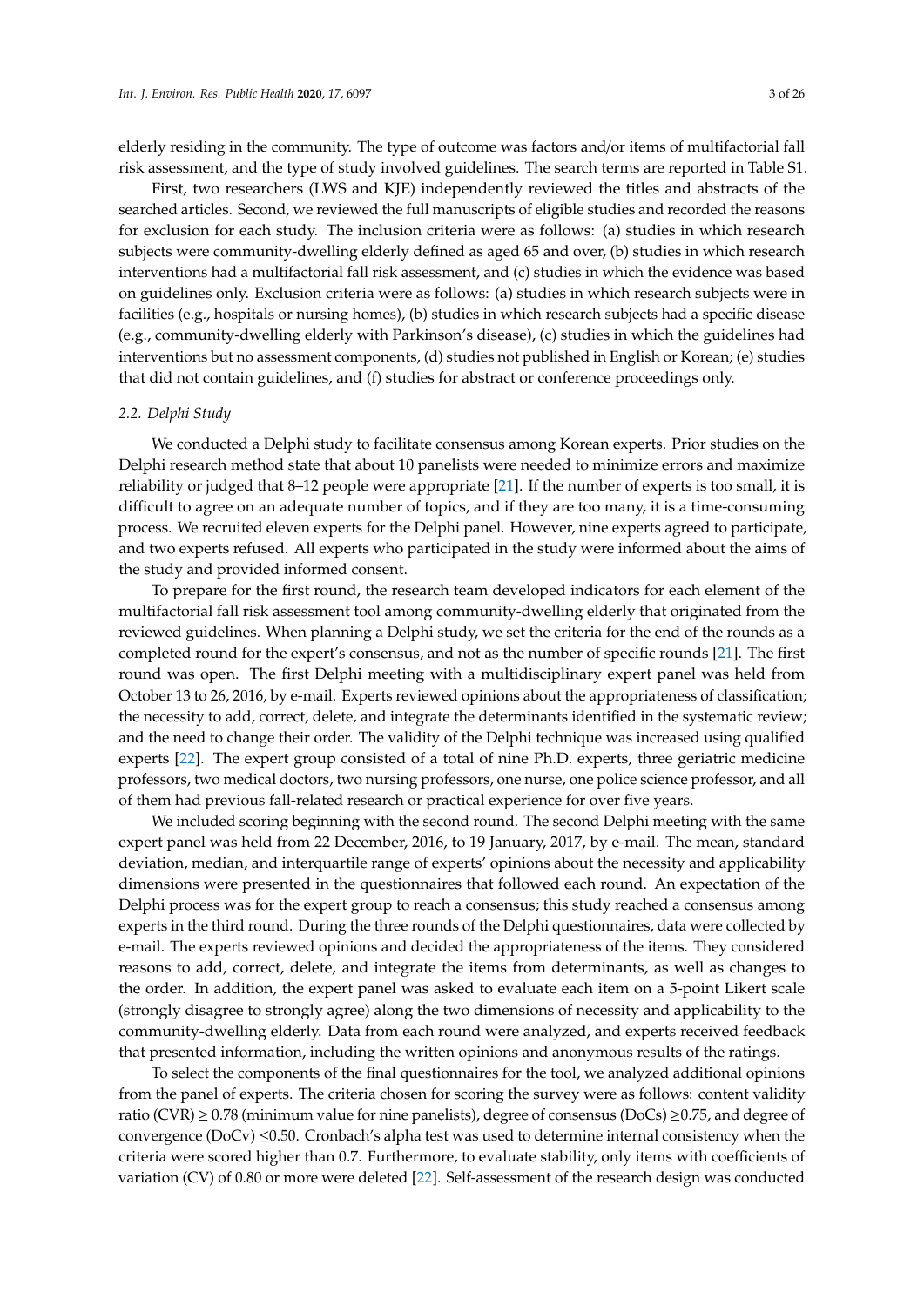elderly residing in the community. The type of outcome was factors and/or items of multifactorial fall risk assessment, and the type of study involved guidelines. The search terms are reported in Table S1.

First, two researchers (LWS and KJE) independently reviewed the titles and abstracts of the searched articles. Second, we reviewed the full manuscripts of eligible studies and recorded the reasons for exclusion for each study. The inclusion criteria were as follows: (a) studies in which research subjects were community-dwelling elderly defined as aged 65 and over, (b) studies in which research interventions had a multifactorial fall risk assessment, and (c) studies in which the evidence was based on guidelines only. Exclusion criteria were as follows: (a) studies in which research subjects were in facilities (e.g., hospitals or nursing homes), (b) studies in which research subjects had a specific disease (e.g., community-dwelling elderly with Parkinson's disease), (c) studies in which the guidelines had interventions but no assessment components, (d) studies not published in English or Korean; (e) studies that did not contain guidelines, and (f) studies for abstract or conference proceedings only.

### *2.2. Delphi Study*

We conducted a Delphi study to facilitate consensus among Korean experts. Prior studies on the Delphi research method state that about 10 panelists were needed to minimize errors and maximize reliability or judged that 8–12 people were appropriate [21]. If the number of experts is too small, it is difficult to agree on an adequate number of topics, and if they are too many, it is a time-consuming process. We recruited eleven experts for the Delphi panel. However, nine experts agreed to participate, and two experts refused. All experts who participated in the study were informed about the aims of the study and provided informed consent.

To prepare for the first round, the research team developed indicators for each element of the multifactorial fall risk assessment tool among community-dwelling elderly that originated from the reviewed guidelines. When planning a Delphi study, we set the criteria for the end of the rounds as a completed round for the expert's consensus, and not as the number of specific rounds [21]. The first round was open. The first Delphi meeting with a multidisciplinary expert panel was held from October 13 to 26, 2016, by e-mail. Experts reviewed opinions about the appropriateness of classification; the necessity to add, correct, delete, and integrate the determinants identified in the systematic review; and the need to change their order. The validity of the Delphi technique was increased using qualified experts [22]. The expert group consisted of a total of nine Ph.D. experts, three geriatric medicine professors, two medical doctors, two nursing professors, one nurse, one police science professor, and all of them had previous fall-related research or practical experience for over five years.

We included scoring beginning with the second round. The second Delphi meeting with the same expert panel was held from 22 December, 2016, to 19 January, 2017, by e-mail. The mean, standard deviation, median, and interquartile range of experts' opinions about the necessity and applicability dimensions were presented in the questionnaires that followed each round. An expectation of the Delphi process was for the expert group to reach a consensus; this study reached a consensus among experts in the third round. During the three rounds of the Delphi questionnaires, data were collected by e-mail. The experts reviewed opinions and decided the appropriateness of the items. They considered reasons to add, correct, delete, and integrate the items from determinants, as well as changes to the order. In addition, the expert panel was asked to evaluate each item on a 5-point Likert scale (strongly disagree to strongly agree) along the two dimensions of necessity and applicability to the community-dwelling elderly. Data from each round were analyzed, and experts received feedback that presented information, including the written opinions and anonymous results of the ratings.

To select the components of the final questionnaires for the tool, we analyzed additional opinions from the panel of experts. The criteria chosen for scoring the survey were as follows: content validity ratio (CVR) $\geq 0.78$ (minimum value for nine panelists), degree of consensus (DoCs) $\geq 0.75$, and degree of convergence (DoCv) $\leq 0.50$. Cronbach's alpha test was used to determine internal consistency when the criteria were scored higher than 0.7. Furthermore, to evaluate stability, only items with coefficients of variation (CV) of 0.80 or more were deleted [22]. Self-assessment of the research design was conducted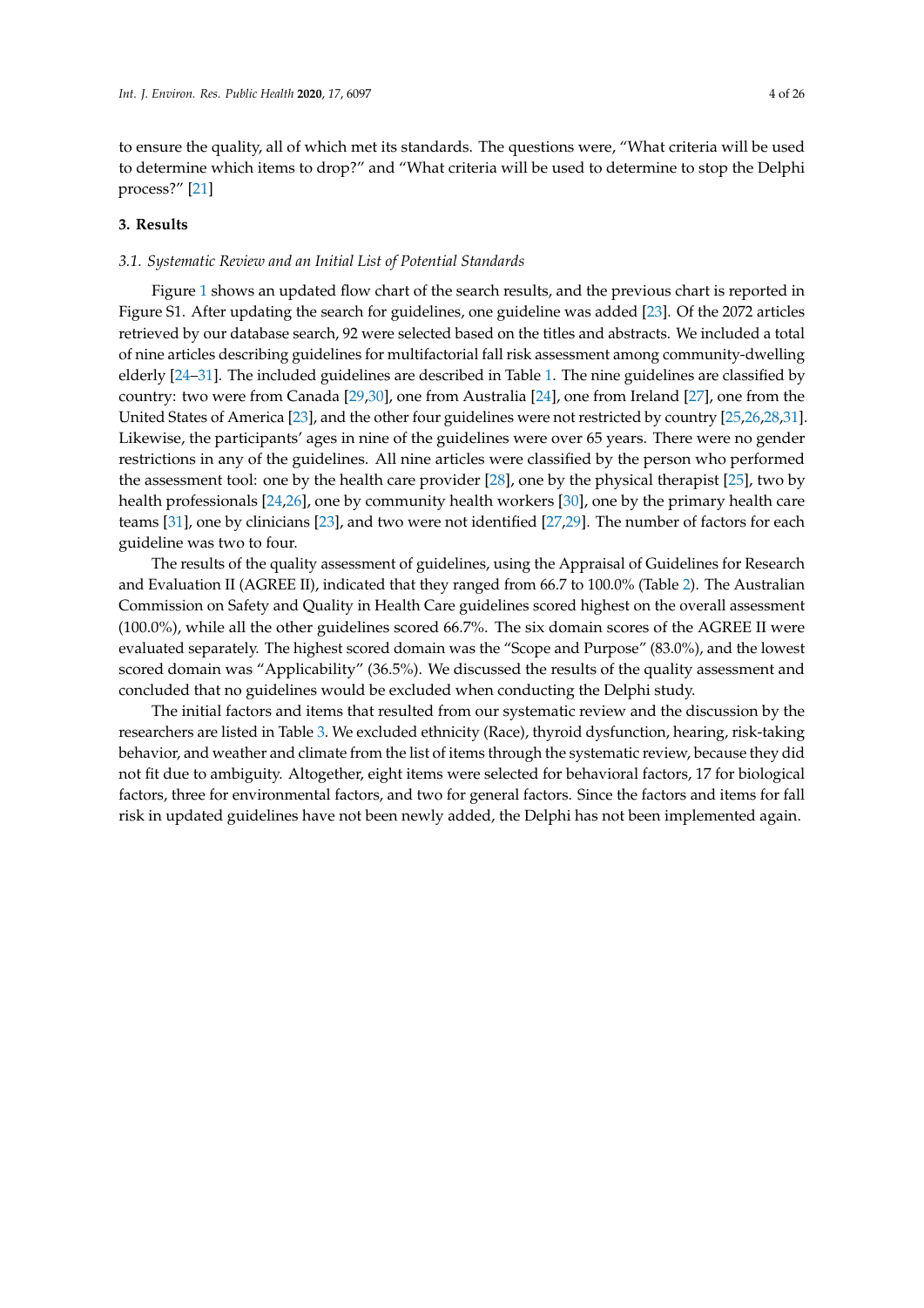to ensure the quality, all of which met its standards. The questions were, "What criteria will be used to determine which items to drop?" and "What criteria will be used to determine to stop the Delphi process?" [21]

## 3. Results

### *3.1. Systematic Review and an Initial List of Potential Standards*

Figure 1 shows an updated flow chart of the search results, and the previous chart is reported in Figure S1. After updating the search for guidelines, one guideline was added [23]. Of the 2072 articles retrieved by our database search, 92 were selected based on the titles and abstracts. We included a total of nine articles describing guidelines for multifactorial fall risk assessment among community-dwelling elderly [24–31]. The included guidelines are described in Table 1. The nine guidelines are classified by country: two were from Canada [29,30], one from Australia [24], one from Ireland [27], one from the United States of America [23], and the other four guidelines were not restricted by country [25,26,28,31]. Likewise, the participants' ages in nine of the guidelines were over 65 years. There were no gender restrictions in any of the guidelines. All nine articles were classified by the person who performed the assessment tool: one by the health care provider [28], one by the physical therapist [25], two by health professionals [24,26], one by community health workers [30], one by the primary health care teams [31], one by clinicians [23], and two were not identified [27,29]. The number of factors for each guideline was two to four.

The results of the quality assessment of guidelines, using the Appraisal of Guidelines for Research and Evaluation II (AGREE II), indicated that they ranged from 66.7 to 100.0% (Table 2). The Australian Commission on Safety and Quality in Health Care guidelines scored highest on the overall assessment (100.0%), while all the other guidelines scored 66.7%. The six domain scores of the AGREE II were evaluated separately. The highest scored domain was the "Scope and Purpose" (83.0%), and the lowest scored domain was "Applicability" (36.5%). We discussed the results of the quality assessment and concluded that no guidelines would be excluded when conducting the Delphi study.

The initial factors and items that resulted from our systematic review and the discussion by the researchers are listed in Table 3. We excluded ethnicity (Race), thyroid dysfunction, hearing, risk-taking behavior, and weather and climate from the list of items through the systematic review, because they did not fit due to ambiguity. Altogether, eight items were selected for behavioral factors, 17 for biological factors, three for environmental factors, and two for general factors. Since the factors and items for fall risk in updated guidelines have not been newly added, the Delphi has not been implemented again.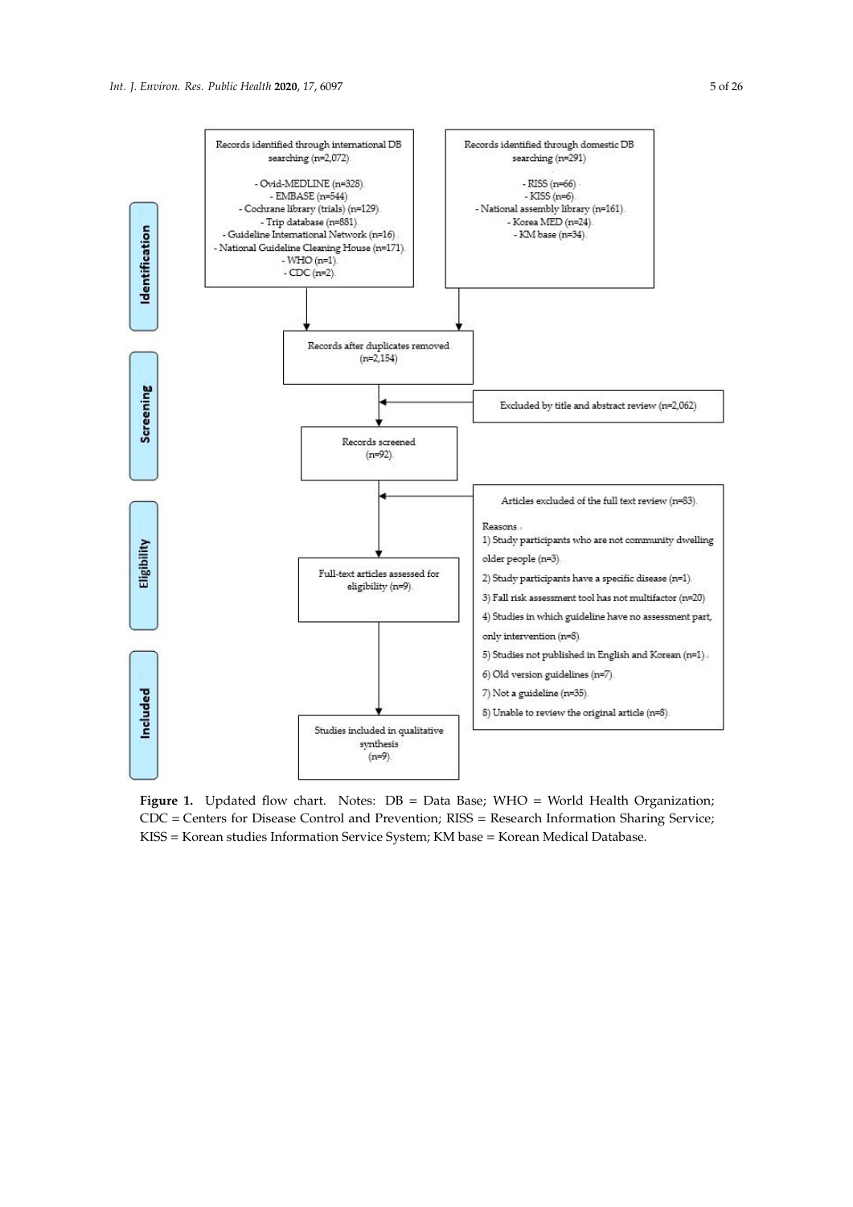**Identification**

Records identified through international DB searching (n=2,072)

- Ovid-MEDLINE (n=328)
- EMBASE (n=544)
- Cochrane library (trials) (n=129)
- Trip database (n=881)
- Guideline International Network (n=16)
- National Guideline Cleaning House (n=171)
- WHO (n=1)
- CDC (n=2)

Records identified through domestic DB searching (n=291)

- RISS (n=66)
- KISS (n=6)
- National assembly library (n=161)
- Korea MED (n=24)
- KM base (n=34)

**Screening**

Records after duplicates removed (n=2,154)

Excluded by title and abstract review (n=2,062)

Records screened (n=92)

**Eligibility**

Articles excluded of the full text review (n=83)

Reasons

1) Study participants who are not community dwelling older people (n=3)
2) Study participants have a specific disease (n=1)
3) Fall risk assessment tool has not multifactor (n=20)
4) Studies in which guideline have no assessment part, only intervention (n=8)
5) Studies not published in English and Korean (n=1)
6) Old version guidelines (n=7)
7) Not a guideline (n=35)
8) Unable to review the original article (n=8)

Full-text articles assessed for eligibility (n=9)

**Included**

Studies included in qualitative synthesis (n=9)

**Figure 1.** Updated flow chart. Notes: DB = Data Base; WHO = World Health Organization; CDC = Centers for Disease Control and Prevention; RISS = Research Information Sharing Service; KISS = Korean studies Information Service System; KM base = Korean Medical Database.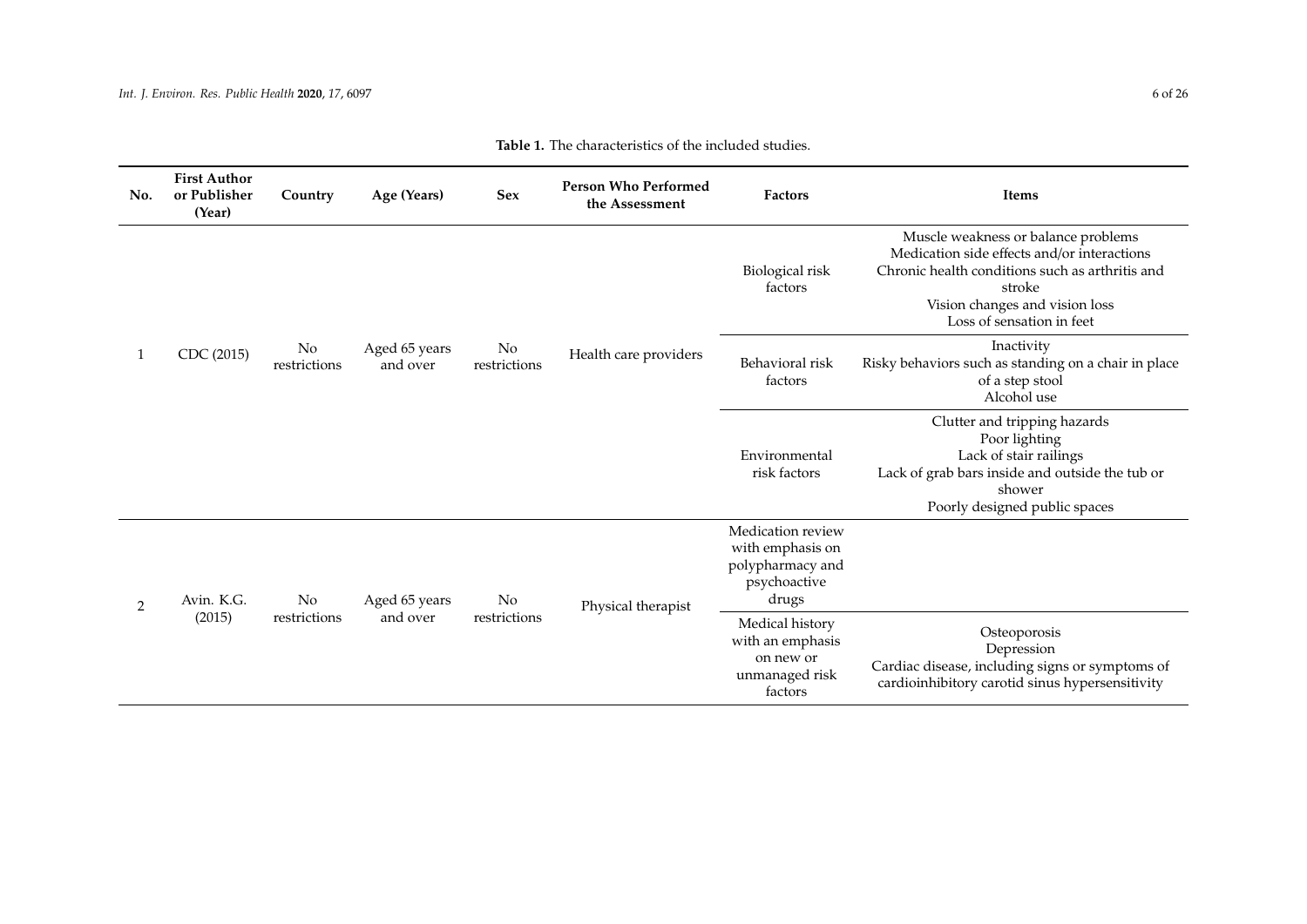**Table 1.** The characteristics of the included studies.

| No. | First Author or Publisher (Year) | Country | Age (Years) | Sex | Person Who Performed the Assessment | Factors | Items |
|---|---|---|---|---|---|---|---|
| 1 | CDC (2015) | No restrictions | Aged 65 years and over | No restrictions | Health care providers | Biological risk factors | Muscle weakness or balance problems<br>Medication side effects and/or interactions<br>Chronic health conditions such as arthritis and stroke<br>Vision changes and vision loss<br>Loss of sensation in feet |
| | | | | | | Behavioral risk factors | Inactivity<br>Risky behaviors such as standing on a chair in place of a step stool<br>Alcohol use |
| | | | | | | Environmental risk factors | Clutter and tripping hazards<br>Poor lighting<br>Lack of stair railings<br>Lack of grab bars inside and outside the tub or shower<br>Poorly designed public spaces |
| 2 | Avin. K.G. (2015) | No restrictions | Aged 65 years and over | No restrictions | Physical therapist | Medication review with emphasis on polypharmacy and psychoactive drugs | |
| | | | | | | Medical history with an emphasis on new or unmanaged risk factors | Osteoporosis<br>Depression<br>Cardiac disease, including signs or symptoms of cardioinhibitory carotid sinus hypersensitivity |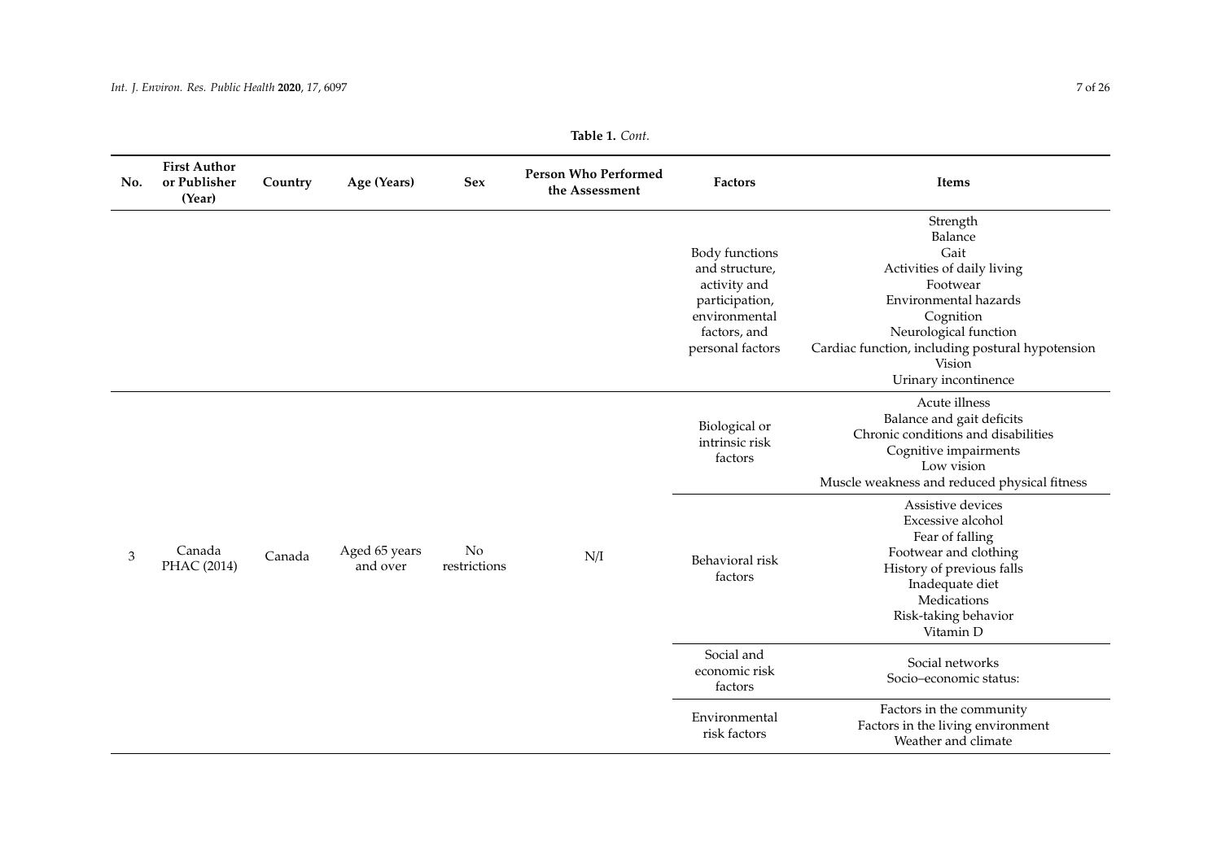**Table 1.** *Cont.*

| No. | First Author or Publisher (Year) | Country | Age (Years) | Sex | Person Who Performed the Assessment | Factors | Items |
|---|---|---|---|---|---|---|---|
| | | | | | | Body functions and structure, activity and participation, environmental factors, and personal factors | Strength<br>Balance<br>Gait<br>Activities of daily living<br>Footwear<br>Environmental hazards<br>Cognition<br>Neurological function<br>Cardiac function, including postural hypotension<br>Vision<br>Urinary incontinence |
| 3 | Canada PHAC (2014) | Canada | Aged 65 years and over | No restrictions | N/I | Biological or intrinsic risk factors | Acute illness<br>Balance and gait deficits<br>Chronic conditions and disabilities<br>Cognitive impairments<br>Low vision<br>Muscle weakness and reduced physical fitness |
| | | | | | | Behavioral risk factors | Assistive devices<br>Excessive alcohol<br>Fear of falling<br>Footwear and clothing<br>History of previous falls<br>Inadequate diet<br>Medications<br>Risk-taking behavior<br>Vitamin D |
| | | | | | | Social and economic risk factors | Social networks<br>Socio–economic status: |
| | | | | | | Environmental risk factors | Factors in the community<br>Factors in the living environment<br>Weather and climate |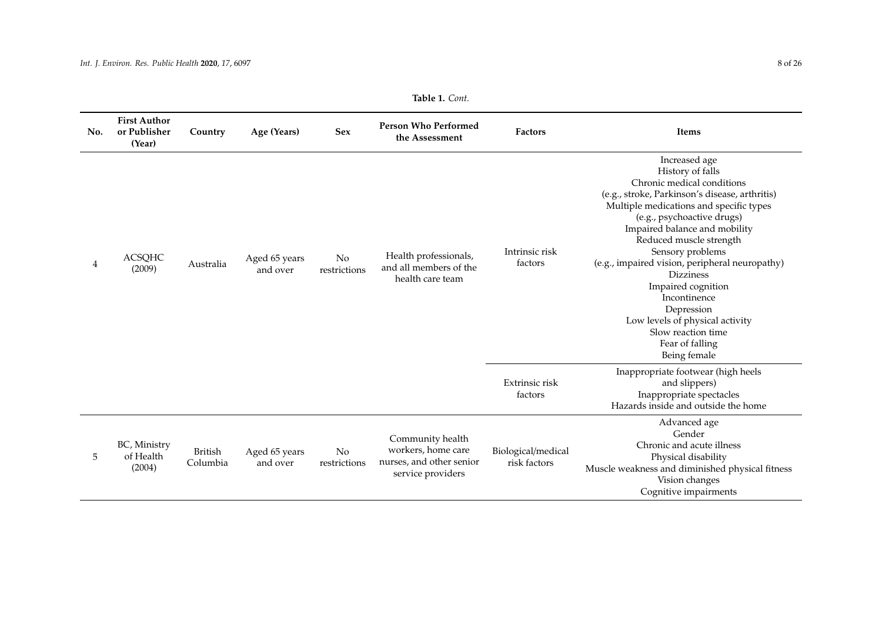**Table 1.** *Cont.*

| No. | First Author or Publisher (Year) | Country | Age (Years) | Sex | Person Who Performed the Assessment | Factors | Items |
|---|---|---|---|---|---|---|---|
| 4 | ACSQHC (2009) | Australia | Aged 65 years and over | No restrictions | Health professionals, and all members of the health care team | Intrinsic risk factors | Increased age<br>History of falls<br>Chronic medical conditions (e.g., stroke, Parkinson's disease, arthritis)<br>Multiple medications and specific types (e.g., psychoactive drugs)<br>Impaired balance and mobility<br>Reduced muscle strength<br>Sensory problems (e.g., impaired vision, peripheral neuropathy)<br>Dizziness<br>Impaired cognition<br>Incontinence<br>Depression<br>Low levels of physical activity<br>Slow reaction time<br>Fear of falling<br>Being female |
| | | | | | | Extrinsic risk factors | Inappropriate footwear (high heels and slippers)<br>Inappropriate spectacles<br>Hazards inside and outside the home |
| 5 | BC, Ministry of Health (2004) | British Columbia | Aged 65 years and over | No restrictions | Community health workers, home care nurses, and other senior service providers | Biological/medical risk factors | Advanced age<br>Gender<br>Chronic and acute illness<br>Physical disability<br>Muscle weakness and diminished physical fitness<br>Vision changes<br>Cognitive impairments |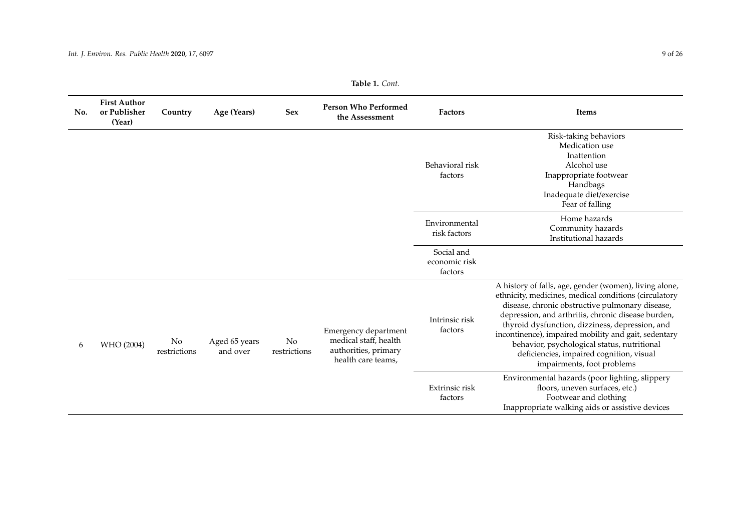**Table 1.** *Cont.*

| No. | First Author or Publisher (Year) | Country | Age (Years) | Sex | Person Who Performed the Assessment | Factors | Items |
|---|---|---|---|---|---|---|---|
| | | | | | | Behavioral risk factors | Risk-taking behaviors<br>Medication use<br>Inattention<br>Alcohol use<br>Inappropriate footwear<br>Handbags<br>Inadequate diet/exercise<br>Fear of falling |
| | | | | | | Environmental risk factors | Home hazards<br>Community hazards<br>Institutional hazards |
| | | | | | | Social and economic risk factors | |
| 6 | WHO (2004) | No restrictions | Aged 65 years and over | No restrictions | Emergency department medical staff, health authorities, primary health care teams, | Intrinsic risk factors | A history of falls, age, gender (women), living alone, ethnicity, medicines, medical conditions (circulatory disease, chronic obstructive pulmonary disease, depression, and arthritis, chronic disease burden, thyroid dysfunction, dizziness, depression, and incontinence), impaired mobility and gait, sedentary behavior, psychological status, nutritional deficiencies, impaired cognition, visual impairments, foot problems |
| | | | | | | Extrinsic risk factors | Environmental hazards (poor lighting, slippery floors, uneven surfaces, etc.)<br>Footwear and clothing<br>Inappropriate walking aids or assistive devices |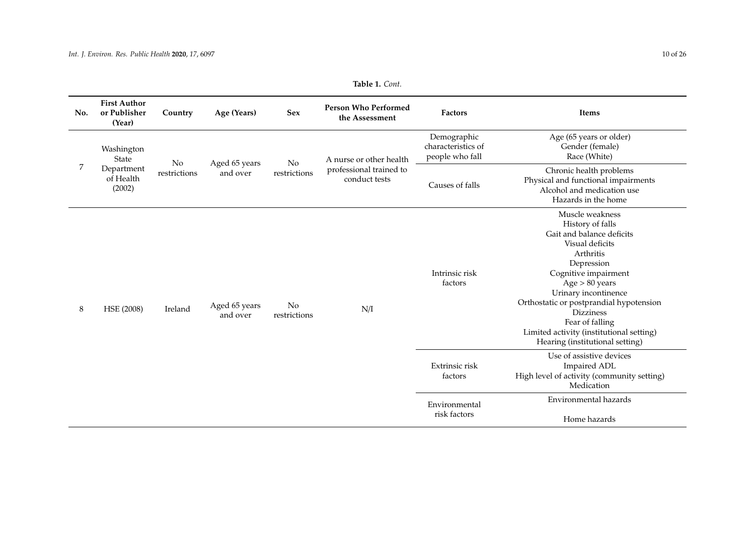**Table 1.** *Cont.*

| No. | First Author or Publisher (Year) | Country | Age (Years) | Sex | Person Who Performed the Assessment | Factors | Items |
|---|---|---|---|---|---|---|---|
| 7 | Washington State Department of Health (2002) | No restrictions | Aged 65 years and over | No restrictions | A nurse or other health professional trained to conduct tests | Demographic characteristics of people who fall | Age (65 years or older)<br>Gender (female)<br>Race (White) |
| | | | | | | Causes of falls | Chronic health problems<br>Physical and functional impairments<br>Alcohol and medication use<br>Hazards in the home |
| 8 | HSE (2008) | Ireland | Aged 65 years and over | No restrictions | N/I | Intrinsic risk factors | Muscle weakness<br>History of falls<br>Gait and balance deficits<br>Visual deficits<br>Arthritis<br>Depression<br>Cognitive impairment<br>Age > 80 years<br>Urinary incontinence<br>Orthostatic or postprandial hypotension<br>Dizziness<br>Fear of falling<br>Limited activity (institutional setting)<br>Hearing (institutional setting) |
| | | | | | | Extrinsic risk factors | Use of assistive devices<br>Impaired ADL<br>High level of activity (community setting)<br>Medication |
| | | | | | | Environmental risk factors | Environmental hazards<br>Home hazards |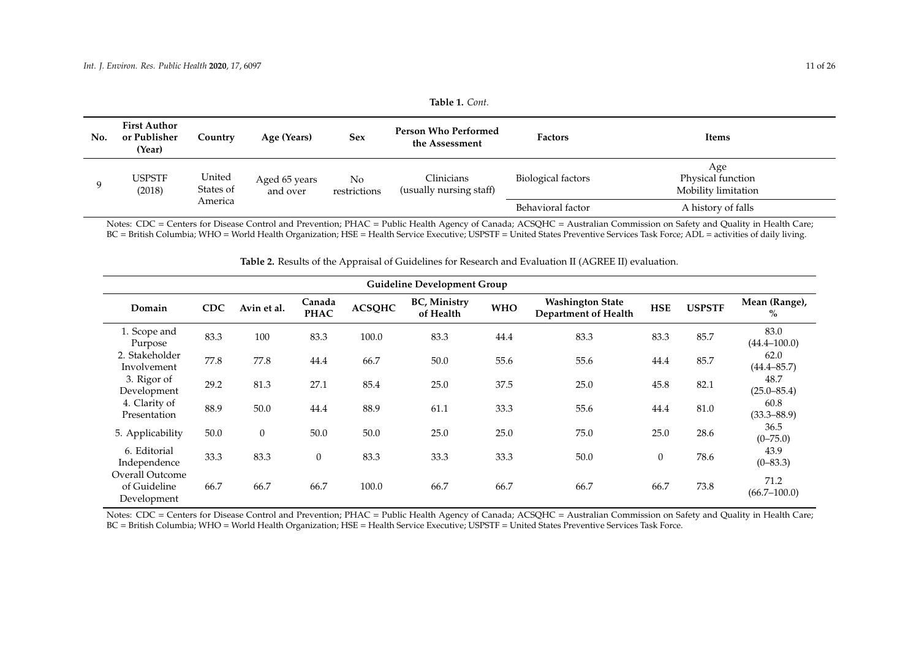**Table 1.** *Cont.*

| No. | First Author or Publisher (Year) | Country | Age (Years) | Sex | Person Who Performed the Assessment | Factors | Items |
|---|---|---|---|---|---|---|---|
| 9 | USPSTF (2018) | United States of America | Aged 65 years and over | No restrictions | Clinicians (usually nursing staff) | Biological factors | Age<br>Physical function<br>Mobility limitation |
| | | | | | | Behavioral factor | A history of falls |

Notes: CDC = Centers for Disease Control and Prevention; PHAC = Public Health Agency of Canada; ACSQHC = Australian Commission on Safety and Quality in Health Care; BC = British Columbia; WHO = World Health Organization; HSE = Health Service Executive; USPSTF = United States Preventive Services Task Force; ADL = activities of daily living.

**Table 2.** Results of the Appraisal of Guidelines for Research and Evaluation II (AGREE II) evaluation.

| | Guideline Development Group | | | | | | | | | |
|---|---|---|---|---|---|---|---|---|---|---|
| **Domain** | **CDC** | **Avin et al.** | **Canada PHAC** | **ACSQHC** | **BC, Ministry of Health** | **WHO** | **Washington State Department of Health** | **HSE** | **USPSTF** | **Mean (Range), %** |
| 1. Scope and Purpose | 83.3 | 100 | 83.3 | 100.0 | 83.3 | 44.4 | 83.3 | 83.3 | 85.7 | 83.0 (44.4–100.0) |
| 2. Stakeholder Involvement | 77.8 | 77.8 | 44.4 | 66.7 | 50.0 | 55.6 | 55.6 | 44.4 | 85.7 | 62.0 (44.4–85.7) |
| 3. Rigor of Development | 29.2 | 81.3 | 27.1 | 85.4 | 25.0 | 37.5 | 25.0 | 45.8 | 82.1 | 48.7 (25.0–85.4) |
| 4. Clarity of Presentation | 88.9 | 50.0 | 44.4 | 88.9 | 61.1 | 33.3 | 55.6 | 44.4 | 81.0 | 60.8 (33.3–88.9) |
| 5. Applicability | 50.0 | 0 | 50.0 | 50.0 | 25.0 | 25.0 | 75.0 | 25.0 | 28.6 | 36.5 (0–75.0) |
| 6. Editorial Independence | 33.3 | 83.3 | 0 | 83.3 | 33.3 | 33.3 | 50.0 | 0 | 78.6 | 43.9 (0–83.3) |
| Overall Outcome of Guideline Development | 66.7 | 66.7 | 66.7 | 100.0 | 66.7 | 66.7 | 66.7 | 66.7 | 73.8 | 71.2 (66.7–100.0) |

Notes: CDC = Centers for Disease Control and Prevention; PHAC = Public Health Agency of Canada; ACSQHC = Australian Commission on Safety and Quality in Health Care; BC = British Columbia; WHO = World Health Organization; HSE = Health Service Executive; USPSTF = United States Preventive Services Task Force.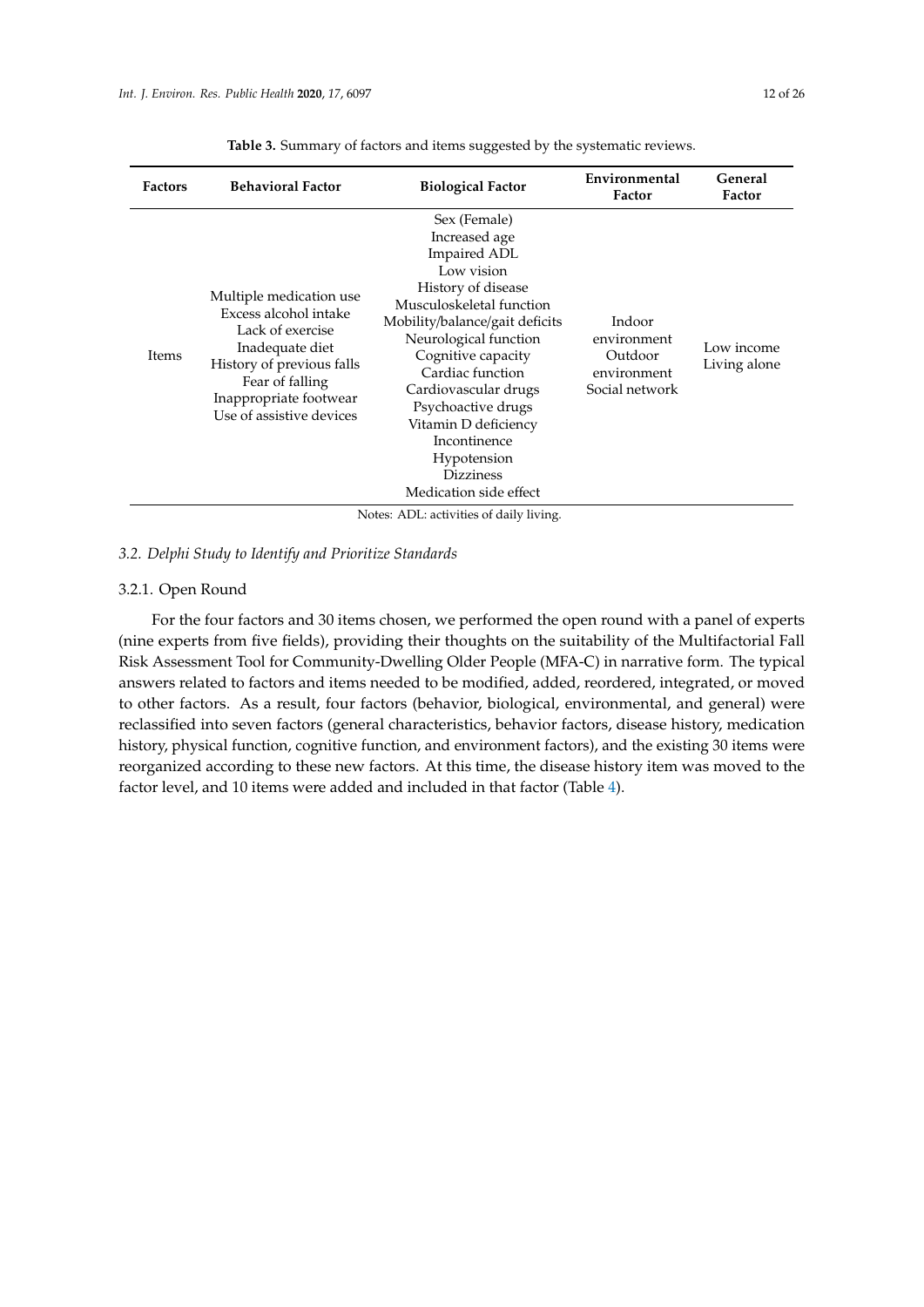**Table 3.** Summary of factors and items suggested by the systematic reviews.

| Factors | Behavioral Factor | Biological Factor | Environmental Factor | General Factor |
|---|---|---|---|---|
| Items | Multiple medication use<br>Excess alcohol intake<br>Lack of exercise<br>Inadequate diet<br>History of previous falls<br>Fear of falling<br>Inappropriate footwear<br>Use of assistive devices | Sex (Female)<br>Increased age<br>Impaired ADL<br>Low vision<br>History of disease<br>Musculoskeletal function<br>Mobility/balance/gait deficits<br>Neurological function<br>Cognitive capacity<br>Cardiac function<br>Cardiovascular drugs<br>Psychoactive drugs<br>Vitamin D deficiency<br>Incontinence<br>Hypotension<br>Dizziness<br>Medication side effect | Indoor environment<br>Outdoor environment<br>Social network | Low income<br>Living alone |

Notes: ADL: activities of daily living.

### *3.2. Delphi Study to Identify and Prioritize Standards*

#### 3.2.1. Open Round

For the four factors and 30 items chosen, we performed the open round with a panel of experts (nine experts from five fields), providing their thoughts on the suitability of the Multifactorial Fall Risk Assessment Tool for Community-Dwelling Older People (MFA-C) in narrative form. The typical answers related to factors and items needed to be modified, added, reordered, integrated, or moved to other factors. As a result, four factors (behavior, biological, environmental, and general) were reclassified into seven factors (general characteristics, behavior factors, disease history, medication history, physical function, cognitive function, and environment factors), and the existing 30 items were reorganized according to these new factors. At this time, the disease history item was moved to the factor level, and 10 items were added and included in that factor (Table 4).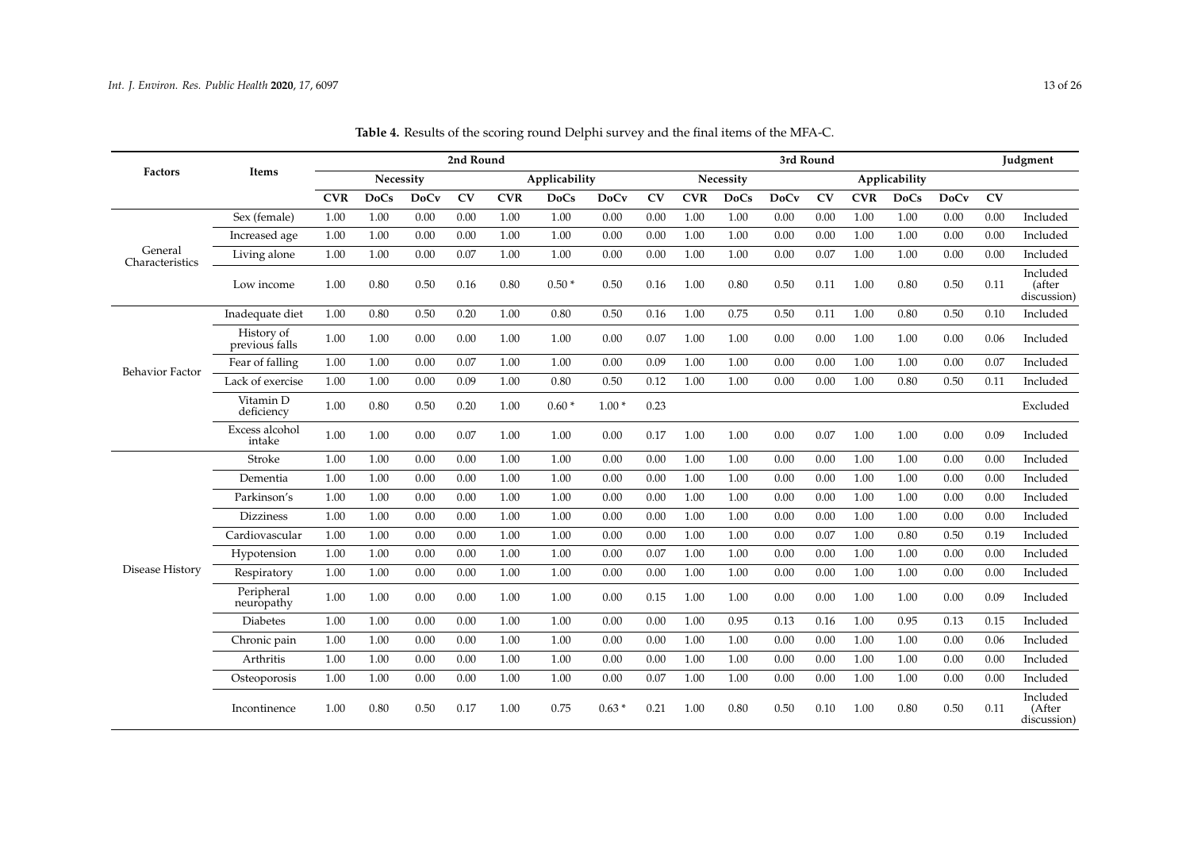**Table 4.** Results of the scoring round Delphi survey and the final items of the MFA-C.

| Factors | Items | 2nd Round | | | | | | | | 3rd Round | | | | | | | | Judgment |
|---|---|---|---|---|---|---|---|---|---|---|---|---|---|---|---|---|---|---|
| | | Necessity | | | | Applicability | | | | Necessity | | | | Applicability | | | | |
| | | CVR | DoCs | DoCv | CV | CVR | DoCs | DoCv | CV | CVR | DoCs | DoCv | CV | CVR | DoCs | DoCv | CV | |
| General Characteristics | Sex (female) | 1.00 | 1.00 | 0.00 | 0.00 | 1.00 | 1.00 | 0.00 | 0.00 | 1.00 | 1.00 | 0.00 | 0.00 | 1.00 | 1.00 | 0.00 | 0.00 | Included |
| | Increased age | 1.00 | 1.00 | 0.00 | 0.00 | 1.00 | 1.00 | 0.00 | 0.00 | 1.00 | 1.00 | 0.00 | 0.00 | 1.00 | 1.00 | 0.00 | 0.00 | Included |
| | Living alone | 1.00 | 1.00 | 0.00 | 0.07 | 1.00 | 1.00 | 0.00 | 0.00 | 1.00 | 1.00 | 0.00 | 0.07 | 1.00 | 1.00 | 0.00 | 0.00 | Included |
| | Low income | 1.00 | 0.80 | 0.50 | 0.16 | 0.80 | 0.50 * | 0.50 | 0.16 | 1.00 | 0.80 | 0.50 | 0.11 | 1.00 | 0.80 | 0.50 | 0.11 | Included (after discussion) |
| Behavior Factor | Inadequate diet | 1.00 | 0.80 | 0.50 | 0.20 | 1.00 | 0.80 | 0.50 | 0.16 | 1.00 | 0.75 | 0.50 | 0.11 | 1.00 | 0.80 | 0.50 | 0.10 | Included |
| | History of previous falls | 1.00 | 1.00 | 0.00 | 0.00 | 1.00 | 1.00 | 0.00 | 0.07 | 1.00 | 1.00 | 0.00 | 0.00 | 1.00 | 1.00 | 0.00 | 0.06 | Included |
| | Fear of falling | 1.00 | 1.00 | 0.00 | 0.07 | 1.00 | 1.00 | 0.00 | 0.09 | 1.00 | 1.00 | 0.00 | 0.00 | 1.00 | 1.00 | 0.00 | 0.07 | Included |
| | Lack of exercise | 1.00 | 1.00 | 0.00 | 0.09 | 1.00 | 0.80 | 0.50 | 0.12 | 1.00 | 1.00 | 0.00 | 0.00 | 1.00 | 0.80 | 0.50 | 0.11 | Included |
| | Vitamin D deficiency | 1.00 | 0.80 | 0.50 | 0.20 | 1.00 | 0.60 * | 1.00 * | 0.23 | | | | | | | | | Excluded |
| | Excess alcohol intake | 1.00 | 1.00 | 0.00 | 0.07 | 1.00 | 1.00 | 0.00 | 0.17 | 1.00 | 1.00 | 0.00 | 0.07 | 1.00 | 1.00 | 0.00 | 0.09 | Included |
| Disease History | Stroke | 1.00 | 1.00 | 0.00 | 0.00 | 1.00 | 1.00 | 0.00 | 0.00 | 1.00 | 1.00 | 0.00 | 0.00 | 1.00 | 1.00 | 0.00 | 0.00 | Included |
| | Dementia | 1.00 | 1.00 | 0.00 | 0.00 | 1.00 | 1.00 | 0.00 | 0.00 | 1.00 | 1.00 | 0.00 | 0.00 | 1.00 | 1.00 | 0.00 | 0.00 | Included |
| | Parkinson's | 1.00 | 1.00 | 0.00 | 0.00 | 1.00 | 1.00 | 0.00 | 0.00 | 1.00 | 1.00 | 0.00 | 0.00 | 1.00 | 1.00 | 0.00 | 0.00 | Included |
| | Dizziness | 1.00 | 1.00 | 0.00 | 0.00 | 1.00 | 1.00 | 0.00 | 0.00 | 1.00 | 1.00 | 0.00 | 0.00 | 1.00 | 1.00 | 0.00 | 0.00 | Included |
| | Cardiovascular | 1.00 | 1.00 | 0.00 | 0.00 | 1.00 | 1.00 | 0.00 | 0.00 | 1.00 | 1.00 | 0.00 | 0.07 | 1.00 | 0.80 | 0.50 | 0.19 | Included |
| | Hypotension | 1.00 | 1.00 | 0.00 | 0.00 | 1.00 | 1.00 | 0.00 | 0.07 | 1.00 | 1.00 | 0.00 | 0.00 | 1.00 | 1.00 | 0.00 | 0.00 | Included |
| | Respiratory | 1.00 | 1.00 | 0.00 | 0.00 | 1.00 | 1.00 | 0.00 | 0.00 | 1.00 | 1.00 | 0.00 | 0.00 | 1.00 | 1.00 | 0.00 | 0.00 | Included |
| | Peripheral neuropathy | 1.00 | 1.00 | 0.00 | 0.00 | 1.00 | 1.00 | 0.00 | 0.15 | 1.00 | 1.00 | 0.00 | 0.00 | 1.00 | 1.00 | 0.00 | 0.09 | Included |
| | Diabetes | 1.00 | 1.00 | 0.00 | 0.00 | 1.00 | 1.00 | 0.00 | 0.00 | 1.00 | 0.95 | 0.13 | 0.16 | 1.00 | 0.95 | 0.13 | 0.15 | Included |
| | Chronic pain | 1.00 | 1.00 | 0.00 | 0.00 | 1.00 | 1.00 | 0.00 | 0.00 | 1.00 | 1.00 | 0.00 | 0.00 | 1.00 | 1.00 | 0.00 | 0.06 | Included |
| | Arthritis | 1.00 | 1.00 | 0.00 | 0.00 | 1.00 | 1.00 | 0.00 | 0.00 | 1.00 | 1.00 | 0.00 | 0.00 | 1.00 | 1.00 | 0.00 | 0.00 | Included |
| | Osteoporosis | 1.00 | 1.00 | 0.00 | 0.00 | 1.00 | 1.00 | 0.00 | 0.07 | 1.00 | 1.00 | 0.00 | 0.00 | 1.00 | 1.00 | 0.00 | 0.00 | Included |
| | Incontinence | 1.00 | 0.80 | 0.50 | 0.17 | 1.00 | 0.75 | 0.63 * | 0.21 | 1.00 | 0.80 | 0.50 | 0.10 | 1.00 | 0.80 | 0.50 | 0.11 | Included (After discussion) |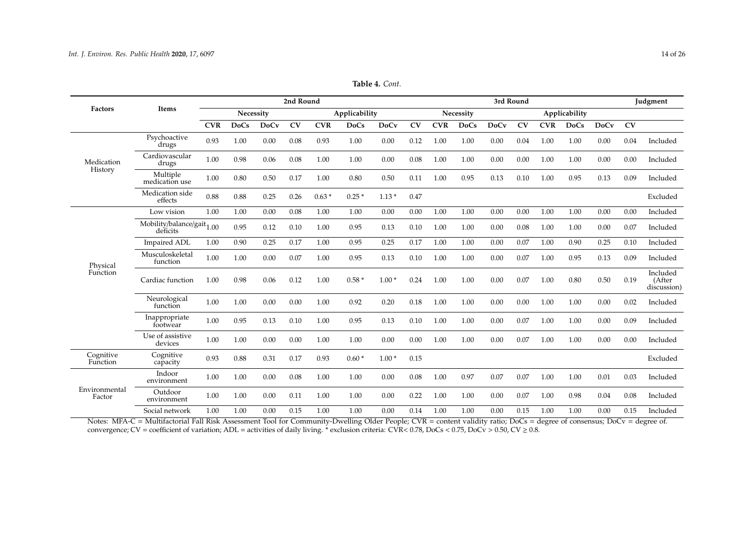**Table 4.** *Cont.*

| Factors | Items | 2nd Round | | | | | | | | 3rd Round | | | | | | | | Judgment |
|---|---|---|---|---|---|---|---|---|---|---|---|---|---|---|---|---|---|---|
| | | Necessity | | | | Applicability | | | | Necessity | | | | Applicability | | | | |
| | | CVR | DoCs | DoCv | CV | CVR | DoCs | DoCv | CV | CVR | DoCs | DoCv | CV | CVR | DoCs | DoCv | CV | |
| Medication History | Psychoactive drugs | 0.93 | 1.00 | 0.00 | 0.08 | 0.93 | 1.00 | 0.00 | 0.12 | 1.00 | 1.00 | 0.00 | 0.04 | 1.00 | 1.00 | 0.00 | 0.04 | Included |
| | Cardiovascular drugs | 1.00 | 0.98 | 0.06 | 0.08 | 1.00 | 1.00 | 0.00 | 0.08 | 1.00 | 1.00 | 0.00 | 0.00 | 1.00 | 1.00 | 0.00 | 0.00 | Included |
| | Multiple medication use | 1.00 | 0.80 | 0.50 | 0.17 | 1.00 | 0.80 | 0.50 | 0.11 | 1.00 | 0.95 | 0.13 | 0.10 | 1.00 | 0.95 | 0.13 | 0.09 | Included |
| | Medication side effects | 0.88 | 0.88 | 0.25 | 0.26 | 0.63 * | 0.25 * | 1.13 * | 0.47 | | | | | | | | | Excluded |
| Physical Function | Low vision | 1.00 | 1.00 | 0.00 | 0.08 | 1.00 | 1.00 | 0.00 | 0.00 | 1.00 | 1.00 | 0.00 | 0.00 | 1.00 | 1.00 | 0.00 | 0.00 | Included |
| | Mobility/balance/gait deficits | 1.00 | 0.95 | 0.12 | 0.10 | 1.00 | 0.95 | 0.13 | 0.10 | 1.00 | 1.00 | 0.00 | 0.08 | 1.00 | 1.00 | 0.00 | 0.07 | Included |
| | Impaired ADL | 1.00 | 0.90 | 0.25 | 0.17 | 1.00 | 0.95 | 0.25 | 0.17 | 1.00 | 1.00 | 0.00 | 0.07 | 1.00 | 0.90 | 0.25 | 0.10 | Included |
| | Musculoskeletal function | 1.00 | 1.00 | 0.00 | 0.07 | 1.00 | 0.95 | 0.13 | 0.10 | 1.00 | 1.00 | 0.00 | 0.07 | 1.00 | 0.95 | 0.13 | 0.09 | Included |
| | Cardiac function | 1.00 | 0.98 | 0.06 | 0.12 | 1.00 | 0.58 * | 1.00 * | 0.24 | 1.00 | 1.00 | 0.00 | 0.07 | 1.00 | 0.80 | 0.50 | 0.19 | Included (After discussion) |
| | Neurological function | 1.00 | 1.00 | 0.00 | 0.00 | 1.00 | 0.92 | 0.20 | 0.18 | 1.00 | 1.00 | 0.00 | 0.00 | 1.00 | 1.00 | 0.00 | 0.02 | Included |
| | Inappropriate footwear | 1.00 | 0.95 | 0.13 | 0.10 | 1.00 | 0.95 | 0.13 | 0.10 | 1.00 | 1.00 | 0.00 | 0.07 | 1.00 | 1.00 | 0.00 | 0.09 | Included |
| | Use of assistive devices | 1.00 | 1.00 | 0.00 | 0.00 | 1.00 | 1.00 | 0.00 | 0.00 | 1.00 | 1.00 | 0.00 | 0.07 | 1.00 | 1.00 | 0.00 | 0.00 | Included |
| Cognitive Function | Cognitive capacity | 0.93 | 0.88 | 0.31 | 0.17 | 0.93 | 0.60 * | 1.00 * | 0.15 | | | | | | | | | Excluded |
| Environmental Factor | Indoor environment | 1.00 | 1.00 | 0.00 | 0.08 | 1.00 | 1.00 | 0.00 | 0.08 | 1.00 | 0.97 | 0.07 | 0.07 | 1.00 | 1.00 | 0.01 | 0.03 | Included |
| | Outdoor environment | 1.00 | 1.00 | 0.00 | 0.11 | 1.00 | 1.00 | 0.00 | 0.22 | 1.00 | 1.00 | 0.00 | 0.07 | 1.00 | 0.98 | 0.04 | 0.08 | Included |
| | Social network | 1.00 | 1.00 | 0.00 | 0.15 | 1.00 | 1.00 | 0.00 | 0.14 | 1.00 | 1.00 | 0.00 | 0.15 | 1.00 | 1.00 | 0.00 | 0.15 | Included |

Notes: MFA-C = Multifactorial Fall Risk Assessment Tool for Community-Dwelling Older People; CVR = content validity ratio; DoCs = degree of consensus; DoCv = degree of. convergence; CV = coefficient of variation; ADL = activities of daily living. * exclusion criteria: CVR< 0.78, DoCs < 0.75, DoCv > 0.50, CV ≥ 0.8.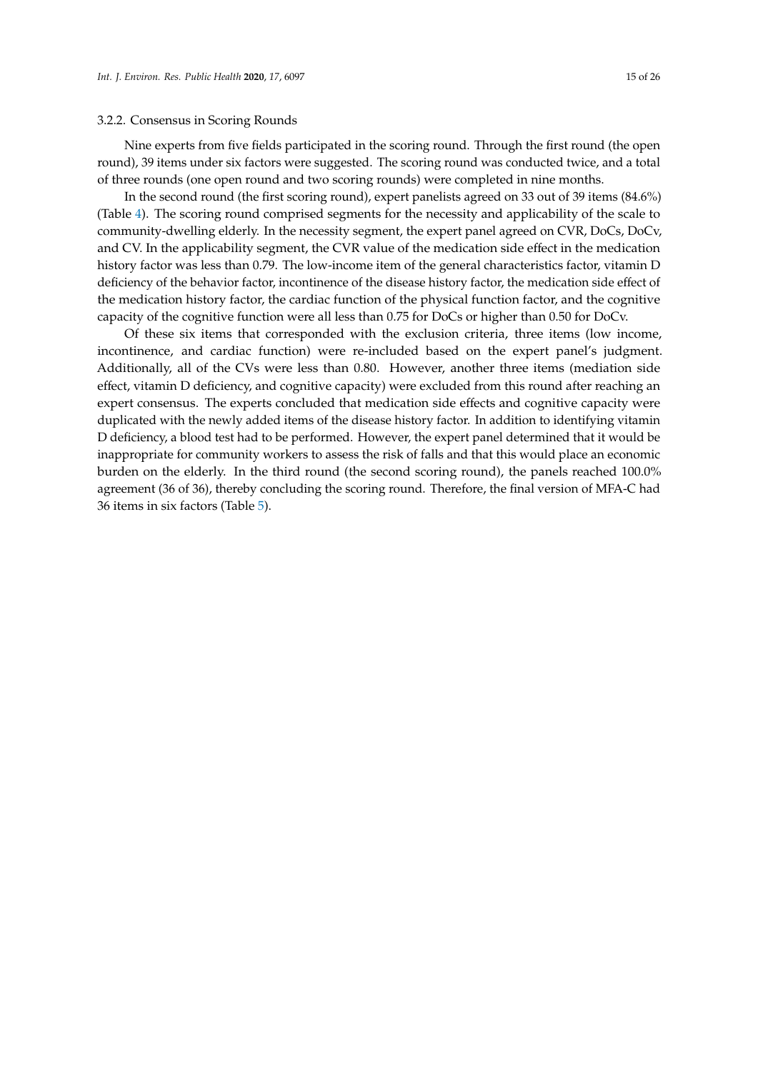### 3.2.2. Consensus in Scoring Rounds

Nine experts from five fields participated in the scoring round. Through the first round (the open round), 39 items under six factors were suggested. The scoring round was conducted twice, and a total of three rounds (one open round and two scoring rounds) were completed in nine months.

In the second round (the first scoring round), expert panelists agreed on 33 out of 39 items (84.6%) (Table 4). The scoring round comprised segments for the necessity and applicability of the scale to community-dwelling elderly. In the necessity segment, the expert panel agreed on CVR, DoCs, DoCv, and CV. In the applicability segment, the CVR value of the medication side effect in the medication history factor was less than 0.79. The low-income item of the general characteristics factor, vitamin D deficiency of the behavior factor, incontinence of the disease history factor, the medication side effect of the medication history factor, the cardiac function of the physical function factor, and the cognitive capacity of the cognitive function were all less than 0.75 for DoCs or higher than 0.50 for DoCv.

Of these six items that corresponded with the exclusion criteria, three items (low income, incontinence, and cardiac function) were re-included based on the expert panel's judgment. Additionally, all of the CVs were less than 0.80. However, another three items (mediation side effect, vitamin D deficiency, and cognitive capacity) were excluded from this round after reaching an expert consensus. The experts concluded that medication side effects and cognitive capacity were duplicated with the newly added items of the disease history factor. In addition to identifying vitamin D deficiency, a blood test had to be performed. However, the expert panel determined that it would be inappropriate for community workers to assess the risk of falls and that this would place an economic burden on the elderly. In the third round (the second scoring round), the panels reached 100.0% agreement (36 of 36), thereby concluding the scoring round. Therefore, the final version of MFA-C had 36 items in six factors (Table 5).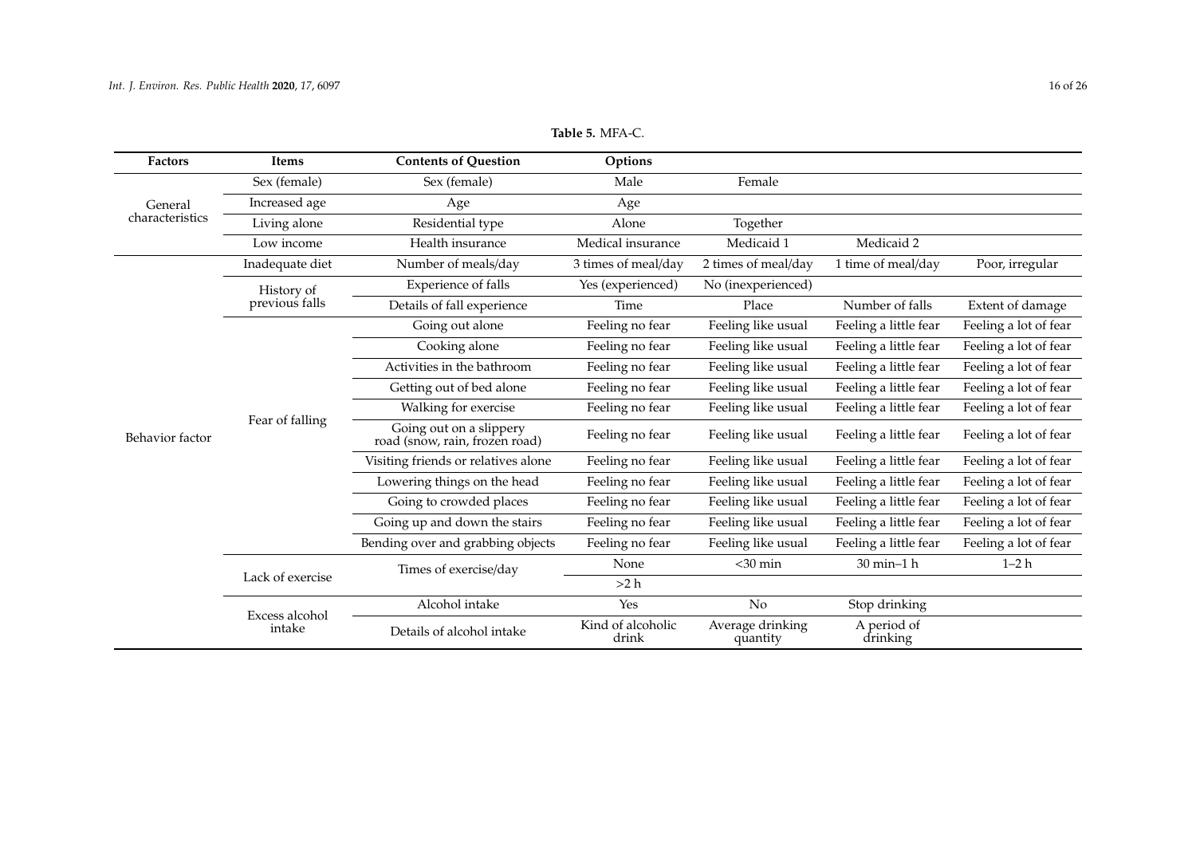**Table 5.** MFA-C.

| Factors | Items | Contents of Question | Options | | | |
|---|---|---|---|---|---|---|
| General characteristics | Sex (female) | Sex (female) | Male | Female | | |
| | Increased age | Age | Age | | | |
| | Living alone | Residential type | Alone | Together | | |
| | Low income | Health insurance | Medical insurance | Medicaid 1 | Medicaid 2 | |
| Behavior factor | Inadequate diet | Number of meals/day | 3 times of meal/day | 2 times of meal/day | 1 time of meal/day | Poor, irregular |
| | History of previous falls | Experience of falls | Yes (experienced) | No (inexperienced) | | |
| | | Details of fall experience | Time | Place | Number of falls | Extent of damage |
| | Fear of falling | Going out alone | Feeling no fear | Feeling like usual | Feeling a little fear | Feeling a lot of fear |
| | | Cooking alone | Feeling no fear | Feeling like usual | Feeling a little fear | Feeling a lot of fear |
| | | Activities in the bathroom | Feeling no fear | Feeling like usual | Feeling a little fear | Feeling a lot of fear |
| | | Getting out of bed alone | Feeling no fear | Feeling like usual | Feeling a little fear | Feeling a lot of fear |
| | | Walking for exercise | Feeling no fear | Feeling like usual | Feeling a little fear | Feeling a lot of fear |
| | | Going out on a slippery road (snow, rain, frozen road) | Feeling no fear | Feeling like usual | Feeling a little fear | Feeling a lot of fear |
| | | Visiting friends or relatives alone | Feeling no fear | Feeling like usual | Feeling a little fear | Feeling a lot of fear |
| | | Lowering things on the head | Feeling no fear | Feeling like usual | Feeling a little fear | Feeling a lot of fear |
| | | Going to crowded places | Feeling no fear | Feeling like usual | Feeling a little fear | Feeling a lot of fear |
| | | Going up and down the stairs | Feeling no fear | Feeling like usual | Feeling a little fear | Feeling a lot of fear |
| | | Bending over and grabbing objects | Feeling no fear | Feeling like usual | Feeling a little fear | Feeling a lot of fear |
| | Lack of exercise | Times of exercise/day | None | <30 min | 30 min–1 h | 1–2 h |
| | | | >2 h | | | |
| | Excess alcohol intake | Alcohol intake | Yes | No | Stop drinking | |
| | | Details of alcohol intake | Kind of alcoholic drink | Average drinking quantity | A period of drinking | |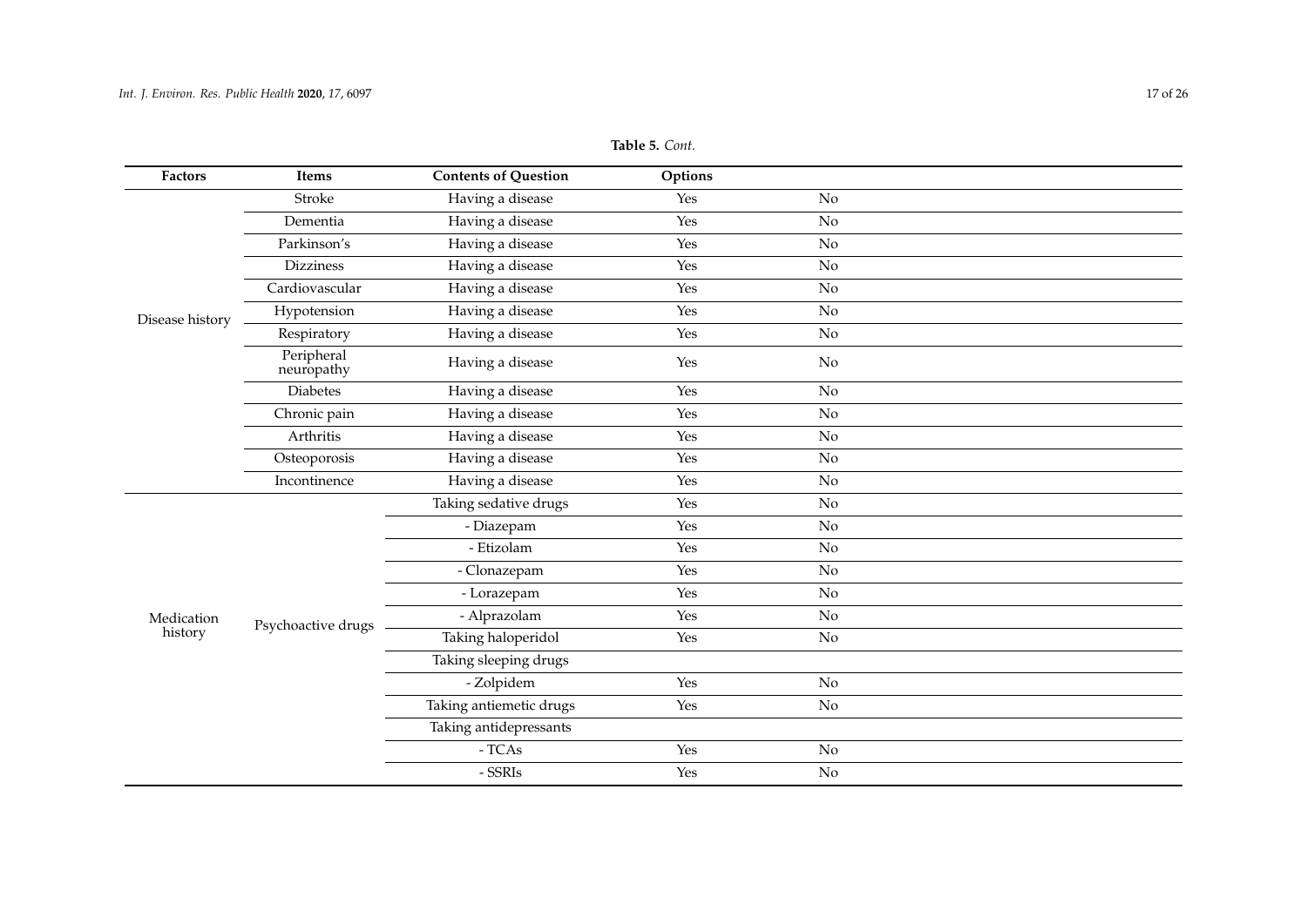**Table 5.** *Cont.*

| Factors | Items | Contents of Question | Options | |
|---|---|---|---|---|
| Disease history | Stroke | Having a disease | Yes | No |
| | Dementia | Having a disease | Yes | No |
| | Parkinson's | Having a disease | Yes | No |
| | Dizziness | Having a disease | Yes | No |
| | Cardiovascular | Having a disease | Yes | No |
| | Hypotension | Having a disease | Yes | No |
| | Respiratory | Having a disease | Yes | No |
| | Peripheral neuropathy | Having a disease | Yes | No |
| | Diabetes | Having a disease | Yes | No |
| | Chronic pain | Having a disease | Yes | No |
| | Arthritis | Having a disease | Yes | No |
| | Osteoporosis | Having a disease | Yes | No |
| | Incontinence | Having a disease | Yes | No |
| Medication history | Psychoactive drugs | Taking sedative drugs | Yes | No |
| | | - Diazepam | Yes | No |
| | | - Etizolam | Yes | No |
| | | - Clonazepam | Yes | No |
| | | - Lorazepam | Yes | No |
| | | - Alprazolam | Yes | No |
| | | Taking haloperidol | Yes | No |
| | | Taking sleeping drugs | | |
| | | - Zolpidem | Yes | No |
| | | Taking antiemetic drugs | Yes | No |
| | | Taking antidepressants | | |
| | | - TCAs | Yes | No |
| | | - SSRIs | Yes | No |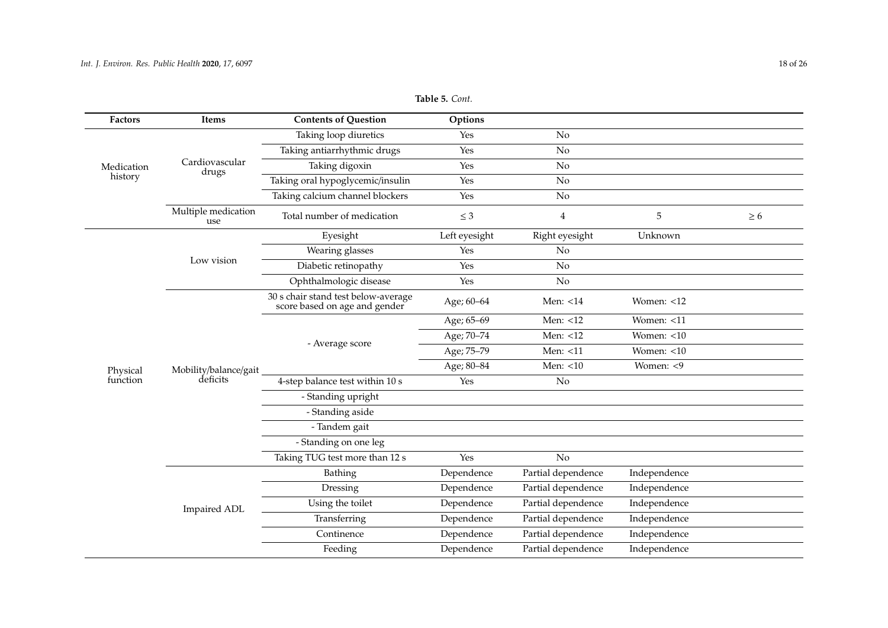**Table 5.** *Cont.*

| Factors | Items | Contents of Question | Options | | | |
|---|---|---|---|---|---|---|
| Medication history | Cardiovascular drugs | Taking loop diuretics | Yes | No | | |
| | | Taking antiarrhythmic drugs | Yes | No | | |
| | | Taking digoxin | Yes | No | | |
| | | Taking oral hypoglycemic/insulin | Yes | No | | |
| | | Taking calcium channel blockers | Yes | No | | |
| | Multiple medication use | Total number of medication | ≤ 3 | 4 | 5 | ≥ 6 |
| Physical function | Low vision | Eyesight | Left eyesight | Right eyesight | Unknown | |
| | | Wearing glasses | Yes | No | | |
| | | Diabetic retinopathy | Yes | No | | |
| | | Ophthalmologic disease | Yes | No | | |
| | Mobility/balance/gait deficits | 30 s chair stand test below-average score based on age and gender | Age; 60–64 | Men: <14 | Women: <12 | |
| | | - Average score | Age; 65–69 | Men: <12 | Women: <11 | |
| | | | Age; 70–74 | Men: <12 | Women: <10 | |
| | | | Age; 75–79 | Men: <11 | Women: <10 | |
| | | | Age; 80–84 | Men: <10 | Women: <9 | |
| | | 4-step balance test within 10 s | Yes | No | | |
| | | - Standing upright | | | | |
| | | - Standing aside | | | | |
| | | - Tandem gait | | | | |
| | | - Standing on one leg | | | | |
| | | Taking TUG test more than 12 s | Yes | No | | |
| | Impaired ADL | Bathing | Dependence | Partial dependence | Independence | |
| | | Dressing | Dependence | Partial dependence | Independence | |
| | | Using the toilet | Dependence | Partial dependence | Independence | |
| | | Transferring | Dependence | Partial dependence | Independence | |
| | | Continence | Dependence | Partial dependence | Independence | |
| | | Feeding | Dependence | Partial dependence | Independence | |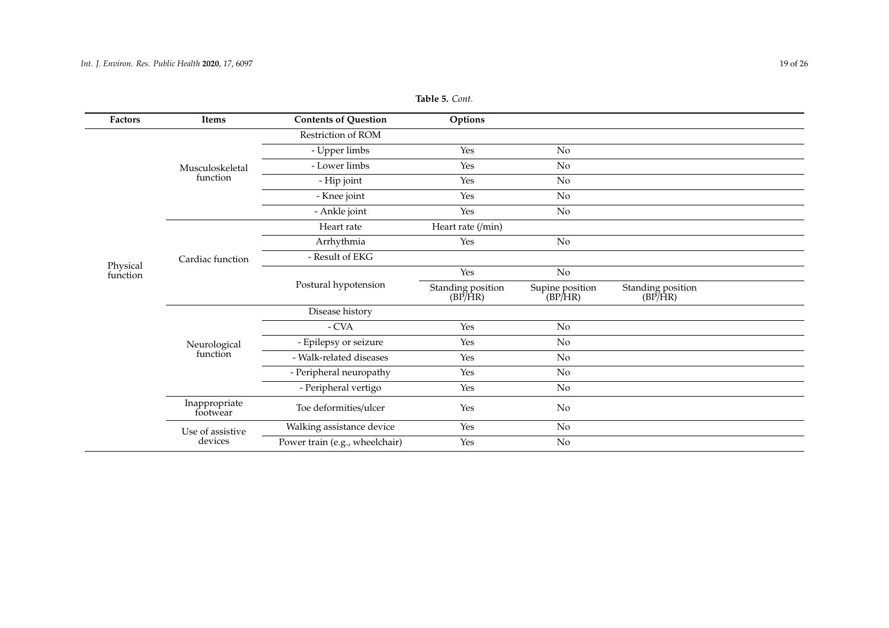**Table 5.** *Cont.*

| Factors | Items | Contents of Question | Options | | |
|---|---|---|---|---|---|
| Physical function | Musculoskeletal function | Restriction of ROM | | | |
| | | - Upper limbs | Yes | No | |
| | | - Lower limbs | Yes | No | |
| | | - Hip joint | Yes | No | |
| | | - Knee joint | Yes | No | |
| | | - Ankle joint | Yes | No | |
| | Cardiac function | Heart rate | Heart rate (/min) | | |
| | | Arrhythmia | Yes | No | |
| | | - Result of EKG | | | |
| | | Postural hypotension | Yes | No | |
| | | | Standing position (BP/HR) | Supine position (BP/HR) | Standing position (BP/HR) |
| | Neurological function | Disease history | | | |
| | | - CVA | Yes | No | |
| | | - Epilepsy or seizure | Yes | No | |
| | | - Walk-related diseases | Yes | No | |
| | | - Peripheral neuropathy | Yes | No | |
| | | - Peripheral vertigo | Yes | No | |
| | Inappropriate footwear | Toe deformities/ulcer | Yes | No | |
| | Use of assistive devices | Walking assistance device | Yes | No | |
| | | Power train (e.g., wheelchair) | Yes | No | |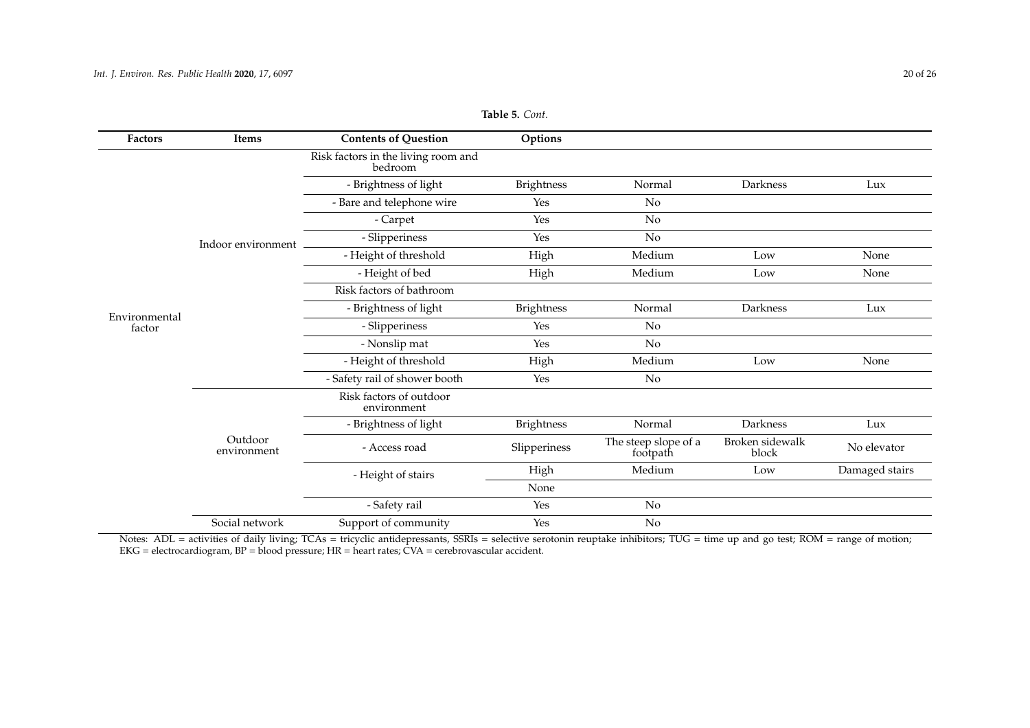**Table 5.** *Cont.*

| Factors | Items | Contents of Question | Options | | | |
|---|---|---|---|---|---|---|
| Environmental factor | Indoor environment | Risk factors in the living room and bedroom | | | | |
| | | - Brightness of light | Brightness | Normal | Darkness | Lux |
| | | - Bare and telephone wire | Yes | No | | |
| | | - Carpet | Yes | No | | |
| | | - Slipperiness | Yes | No | | |
| | | - Height of threshold | High | Medium | Low | None |
| | | - Height of bed | High | Medium | Low | None |
| | | Risk factors of bathroom | | | | |
| | | - Brightness of light | Brightness | Normal | Darkness | Lux |
| | | - Slipperiness | Yes | No | | |
| | | - Nonslip mat | Yes | No | | |
| | | - Height of threshold | High | Medium | Low | None |
| | | - Safety rail of shower booth | Yes | No | | |
| | Outdoor environment | Risk factors of outdoor environment | | | | |
| | | - Brightness of light | Brightness | Normal | Darkness | Lux |
| | | - Access road | Slipperiness | The steep slope of a footpath | Broken sidewalk block | No elevator |
| | | - Height of stairs | High | Medium | Low | Damaged stairs |
| | | | None | | | |
| | | - Safety rail | Yes | No | | |
| | Social network | Support of community | Yes | No | | |

Notes: ADL = activities of daily living; TCAs = tricyclic antidepressants, SSRIs = selective serotonin reuptake inhibitors; TUG = time up and go test; ROM = range of motion; EKG = electrocardiogram, BP = blood pressure; HR = heart rates; CVA = cerebrovascular accident.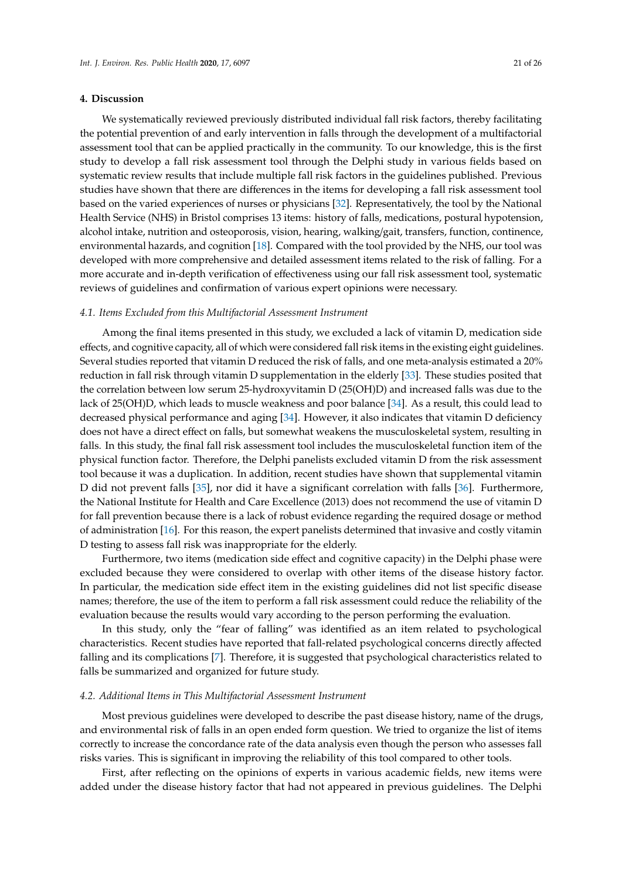## 4. Discussion

We systematically reviewed previously distributed individual fall risk factors, thereby facilitating the potential prevention of and early intervention in falls through the development of a multifactorial assessment tool that can be applied practically in the community. To our knowledge, this is the first study to develop a fall risk assessment tool through the Delphi study in various fields based on systematic review results that include multiple fall risk factors in the guidelines published. Previous studies have shown that there are differences in the items for developing a fall risk assessment tool based on the varied experiences of nurses or physicians [32]. Representatively, the tool by the National Health Service (NHS) in Bristol comprises 13 items: history of falls, medications, postural hypotension, alcohol intake, nutrition and osteoporosis, vision, hearing, walking/gait, transfers, function, continence, environmental hazards, and cognition [18]. Compared with the tool provided by the NHS, our tool was developed with more comprehensive and detailed assessment items related to the risk of falling. For a more accurate and in-depth verification of effectiveness using our fall risk assessment tool, systematic reviews of guidelines and confirmation of various expert opinions were necessary.

### *4.1. Items Excluded from this Multifactorial Assessment Instrument*

Among the final items presented in this study, we excluded a lack of vitamin D, medication side effects, and cognitive capacity, all of which were considered fall risk items in the existing eight guidelines. Several studies reported that vitamin D reduced the risk of falls, and one meta-analysis estimated a 20% reduction in fall risk through vitamin D supplementation in the elderly [33]. These studies posited that the correlation between low serum 25-hydroxyvitamin D (25(OH)D) and increased falls was due to the lack of 25(OH)D, which leads to muscle weakness and poor balance [34]. As a result, this could lead to decreased physical performance and aging [34]. However, it also indicates that vitamin D deficiency does not have a direct effect on falls, but somewhat weakens the musculoskeletal system, resulting in falls. In this study, the final fall risk assessment tool includes the musculoskeletal function item of the physical function factor. Therefore, the Delphi panelists excluded vitamin D from the risk assessment tool because it was a duplication. In addition, recent studies have shown that supplemental vitamin D did not prevent falls [35], nor did it have a significant correlation with falls [36]. Furthermore, the National Institute for Health and Care Excellence (2013) does not recommend the use of vitamin D for fall prevention because there is a lack of robust evidence regarding the required dosage or method of administration [16]. For this reason, the expert panelists determined that invasive and costly vitamin D testing to assess fall risk was inappropriate for the elderly.

Furthermore, two items (medication side effect and cognitive capacity) in the Delphi phase were excluded because they were considered to overlap with other items of the disease history factor. In particular, the medication side effect item in the existing guidelines did not list specific disease names; therefore, the use of the item to perform a fall risk assessment could reduce the reliability of the evaluation because the results would vary according to the person performing the evaluation.

In this study, only the "fear of falling" was identified as an item related to psychological characteristics. Recent studies have reported that fall-related psychological concerns directly affected falling and its complications [7]. Therefore, it is suggested that psychological characteristics related to falls be summarized and organized for future study.

### *4.2. Additional Items in This Multifactorial Assessment Instrument*

Most previous guidelines were developed to describe the past disease history, name of the drugs, and environmental risk of falls in an open ended form question. We tried to organize the list of items correctly to increase the concordance rate of the data analysis even though the person who assesses fall risks varies. This is significant in improving the reliability of this tool compared to other tools.

First, after reflecting on the opinions of experts in various academic fields, new items were added under the disease history factor that had not appeared in previous guidelines. The Delphi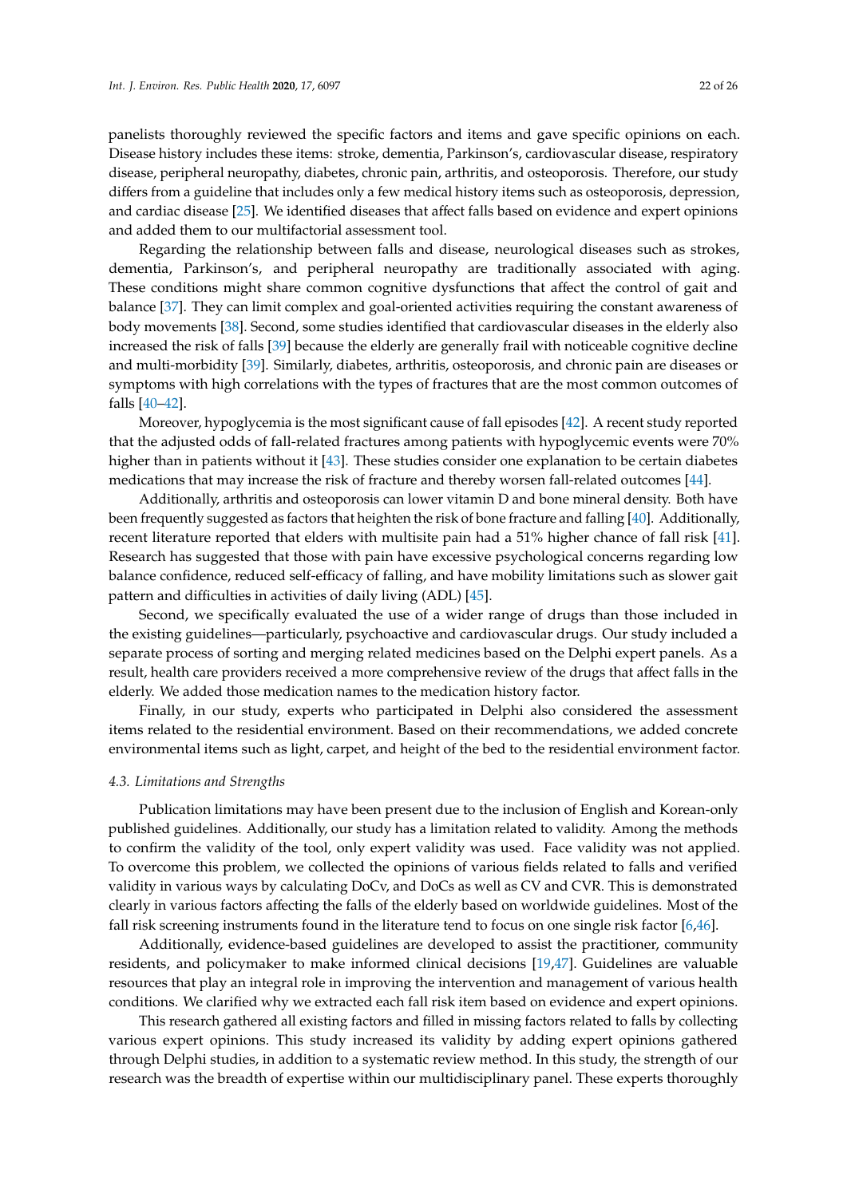panelists thoroughly reviewed the specific factors and items and gave specific opinions on each. Disease history includes these items: stroke, dementia, Parkinson's, cardiovascular disease, respiratory disease, peripheral neuropathy, diabetes, chronic pain, arthritis, and osteoporosis. Therefore, our study differs from a guideline that includes only a few medical history items such as osteoporosis, depression, and cardiac disease [25]. We identified diseases that affect falls based on evidence and expert opinions and added them to our multifactorial assessment tool.

Regarding the relationship between falls and disease, neurological diseases such as strokes, dementia, Parkinson's, and peripheral neuropathy are traditionally associated with aging. These conditions might share common cognitive dysfunctions that affect the control of gait and balance [37]. They can limit complex and goal-oriented activities requiring the constant awareness of body movements [38]. Second, some studies identified that cardiovascular diseases in the elderly also increased the risk of falls [39] because the elderly are generally frail with noticeable cognitive decline and multi-morbidity [39]. Similarly, diabetes, arthritis, osteoporosis, and chronic pain are diseases or symptoms with high correlations with the types of fractures that are the most common outcomes of falls [40–42].

Moreover, hypoglycemia is the most significant cause of fall episodes [42]. A recent study reported that the adjusted odds of fall-related fractures among patients with hypoglycemic events were 70% higher than in patients without it [43]. These studies consider one explanation to be certain diabetes medications that may increase the risk of fracture and thereby worsen fall-related outcomes [44].

Additionally, arthritis and osteoporosis can lower vitamin D and bone mineral density. Both have been frequently suggested as factors that heighten the risk of bone fracture and falling [40]. Additionally, recent literature reported that elders with multisite pain had a 51% higher chance of fall risk [41]. Research has suggested that those with pain have excessive psychological concerns regarding low balance confidence, reduced self-efficacy of falling, and have mobility limitations such as slower gait pattern and difficulties in activities of daily living (ADL) [45].

Second, we specifically evaluated the use of a wider range of drugs than those included in the existing guidelines—particularly, psychoactive and cardiovascular drugs. Our study included a separate process of sorting and merging related medicines based on the Delphi expert panels. As a result, health care providers received a more comprehensive review of the drugs that affect falls in the elderly. We added those medication names to the medication history factor.

Finally, in our study, experts who participated in Delphi also considered the assessment items related to the residential environment. Based on their recommendations, we added concrete environmental items such as light, carpet, and height of the bed to the residential environment factor.

### 4.3. Limitations and Strengths

Publication limitations may have been present due to the inclusion of English and Korean-only published guidelines. Additionally, our study has a limitation related to validity. Among the methods to confirm the validity of the tool, only expert validity was used. Face validity was not applied. To overcome this problem, we collected the opinions of various fields related to falls and verified validity in various ways by calculating DoCv, and DoCs as well as CV and CVR. This is demonstrated clearly in various factors affecting the falls of the elderly based on worldwide guidelines. Most of the fall risk screening instruments found in the literature tend to focus on one single risk factor [6,46].

Additionally, evidence-based guidelines are developed to assist the practitioner, community residents, and policymaker to make informed clinical decisions [19,47]. Guidelines are valuable resources that play an integral role in improving the intervention and management of various health conditions. We clarified why we extracted each fall risk item based on evidence and expert opinions.

This research gathered all existing factors and filled in missing factors related to falls by collecting various expert opinions. This study increased its validity by adding expert opinions gathered through Delphi studies, in addition to a systematic review method. In this study, the strength of our research was the breadth of expertise within our multidisciplinary panel. These experts thoroughly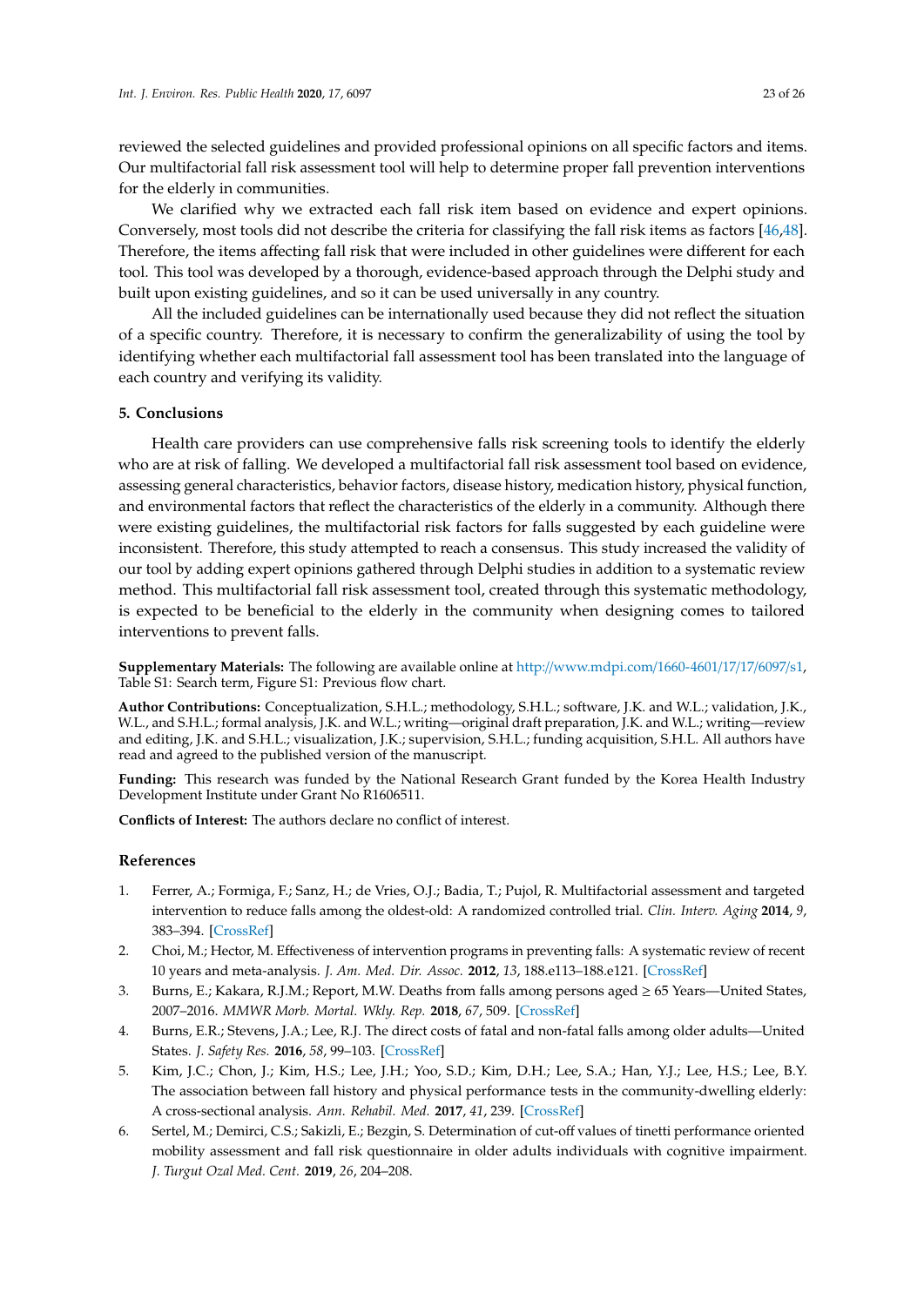reviewed the selected guidelines and provided professional opinions on all specific factors and items. Our multifactorial fall risk assessment tool will help to determine proper fall prevention interventions for the elderly in communities.

We clarified why we extracted each fall risk item based on evidence and expert opinions. Conversely, most tools did not describe the criteria for classifying the fall risk items as factors [46,48]. Therefore, the items affecting fall risk that were included in other guidelines were different for each tool. This tool was developed by a thorough, evidence-based approach through the Delphi study and built upon existing guidelines, and so it can be used universally in any country.

All the included guidelines can be internationally used because they did not reflect the situation of a specific country. Therefore, it is necessary to confirm the generalizability of using the tool by identifying whether each multifactorial fall assessment tool has been translated into the language of each country and verifying its validity.

## 5. Conclusions

Health care providers can use comprehensive falls risk screening tools to identify the elderly who are at risk of falling. We developed a multifactorial fall risk assessment tool based on evidence, assessing general characteristics, behavior factors, disease history, medication history, physical function, and environmental factors that reflect the characteristics of the elderly in a community. Although there were existing guidelines, the multifactorial risk factors for falls suggested by each guideline were inconsistent. Therefore, this study attempted to reach a consensus. This study increased the validity of our tool by adding expert opinions gathered through Delphi studies in addition to a systematic review method. This multifactorial fall risk assessment tool, created through this systematic methodology, is expected to be beneficial to the elderly in the community when designing comes to tailored interventions to prevent falls.

**Supplementary Materials:** The following are available online at http://www.mdpi.com/1660-4601/17/17/6097/s1, Table S1: Search term, Figure S1: Previous flow chart.

**Author Contributions:** Conceptualization, S.H.L.; methodology, S.H.L.; software, J.K. and W.L.; validation, J.K., W.L., and S.H.L.; formal analysis, J.K. and W.L.; writing—original draft preparation, J.K. and W.L.; writing—review and editing, J.K. and S.H.L.; visualization, J.K.; supervision, S.H.L.; funding acquisition, S.H.L. All authors have read and agreed to the published version of the manuscript.

**Funding:** This research was funded by the National Research Grant funded by the Korea Health Industry Development Institute under Grant No R1606511.

**Conflicts of Interest:** The authors declare no conflict of interest.

## References

1. Ferrer, A.; Formiga, F.; Sanz, H.; de Vries, O.J.; Badia, T.; Pujol, R. Multifactorial assessment and targeted intervention to reduce falls among the oldest-old: A randomized controlled trial. *Clin. Interv. Aging* **2014**, *9*, 383–394. [CrossRef]
2. Choi, M.; Hector, M. Effectiveness of intervention programs in preventing falls: A systematic review of recent 10 years and meta-analysis. *J. Am. Med. Dir. Assoc.* **2012**, *13*, 188.e113–188.e121. [CrossRef]
3. Burns, E.; Kakara, R.J.M.; Report, M.W. Deaths from falls among persons aged ≥ 65 Years—United States, 2007–2016. *MMWR Morb. Mortal. Wkly. Rep.* **2018**, *67*, 509. [CrossRef]
4. Burns, E.R.; Stevens, J.A.; Lee, R.J. The direct costs of fatal and non-fatal falls among older adults—United States. *J. Safety Res.* **2016**, *58*, 99–103. [CrossRef]
5. Kim, J.C.; Chon, J.; Kim, H.S.; Lee, J.H.; Yoo, S.D.; Kim, D.H.; Lee, S.A.; Han, Y.J.; Lee, H.S.; Lee, B.Y. The association between fall history and physical performance tests in the community-dwelling elderly: A cross-sectional analysis. *Ann. Rehabil. Med.* **2017**, *41*, 239. [CrossRef]
6. Sertel, M.; Demirci, C.S.; Sakizli, E.; Bezgin, S. Determination of cut-off values of tinetti performance oriented mobility assessment and fall risk questionnaire in older adults individuals with cognitive impairment. *J. Turgut Ozal Med. Cent.* **2019**, *26*, 204–208.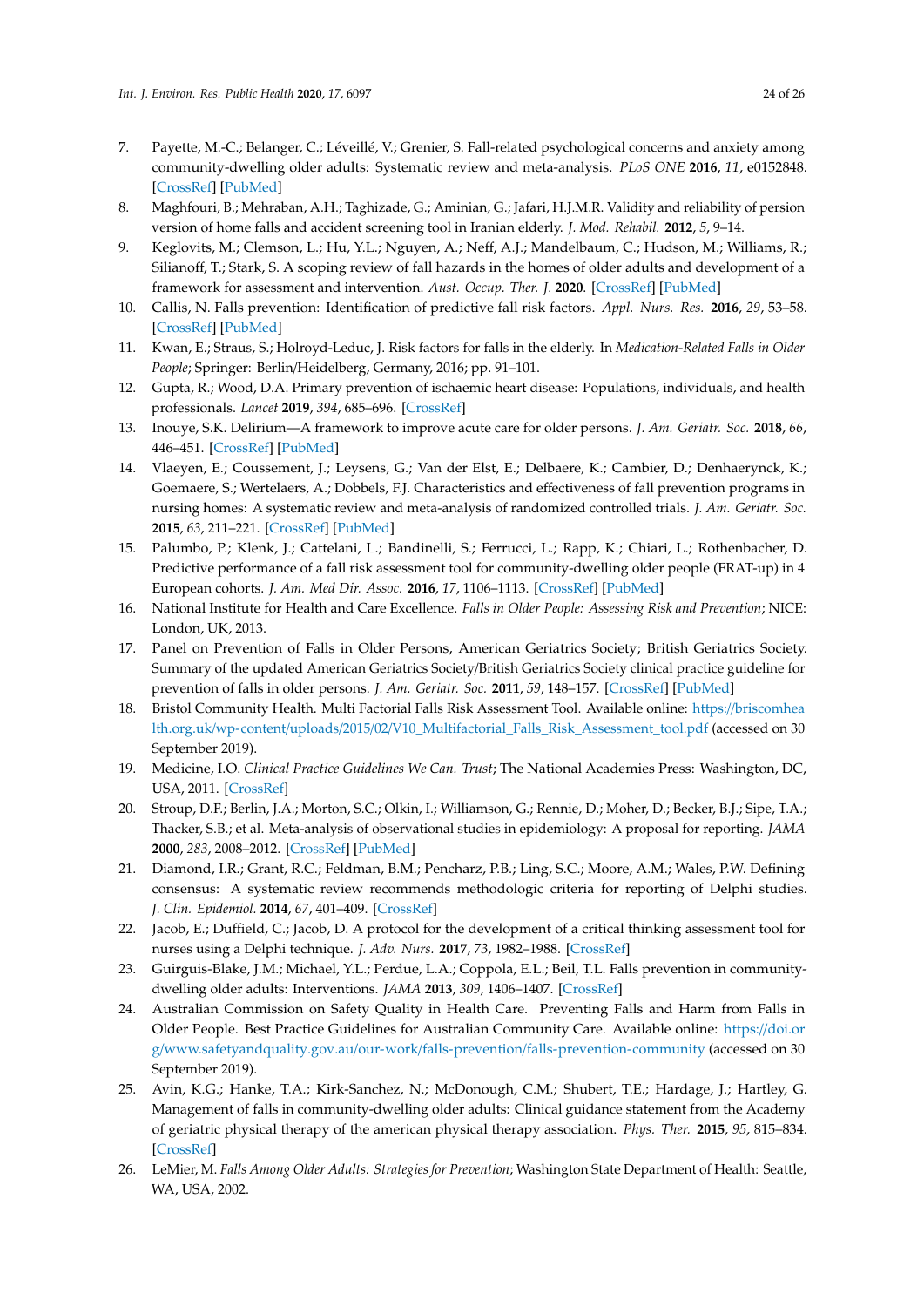7. Payette, M.-C.; Belanger, C.; Léveillé, V.; Grenier, S. Fall-related psychological concerns and anxiety among community-dwelling older adults: Systematic review and meta-analysis. *PLoS ONE* **2016**, *11*, e0152848. [CrossRef] [PubMed]
8. Maghfouri, B.; Mehraban, A.H.; Taghizade, G.; Aminian, G.; Jafari, H.J.M.R. Validity and reliability of persion version of home falls and accident screening tool in Iranian elderly. *J. Mod. Rehabil.* **2012**, *5*, 9–14.
9. Keglovits, M.; Clemson, L.; Hu, Y.L.; Nguyen, A.; Neff, A.J.; Mandelbaum, C.; Hudson, M.; Williams, R.; Silianoff, T.; Stark, S. A scoping review of fall hazards in the homes of older adults and development of a framework for assessment and intervention. *Aust. Occup. Ther. J.* **2020**. [CrossRef] [PubMed]
10. Callis, N. Falls prevention: Identification of predictive fall risk factors. *Appl. Nurs. Res.* **2016**, *29*, 53–58. [CrossRef] [PubMed]
11. Kwan, E.; Straus, S.; Holroyd-Leduc, J. Risk factors for falls in the elderly. In *Medication-Related Falls in Older People*; Springer: Berlin/Heidelberg, Germany, 2016; pp. 91–101.
12. Gupta, R.; Wood, D.A. Primary prevention of ischaemic heart disease: Populations, individuals, and health professionals. *Lancet* **2019**, *394*, 685–696. [CrossRef]
13. Inouye, S.K. Delirium—A framework to improve acute care for older persons. *J. Am. Geriatr. Soc.* **2018**, *66*, 446–451. [CrossRef] [PubMed]
14. Vlaeyen, E.; Coussement, J.; Leysens, G.; Van der Elst, E.; Delbaere, K.; Cambier, D.; Denhaerynck, K.; Goemaere, S.; Wertelaers, A.; Dobbels, F.J. Characteristics and effectiveness of fall prevention programs in nursing homes: A systematic review and meta-analysis of randomized controlled trials. *J. Am. Geriatr. Soc.* **2015**, *63*, 211–221. [CrossRef] [PubMed]
15. Palumbo, P.; Klenk, J.; Cattelani, L.; Bandinelli, S.; Ferrucci, L.; Rapp, K.; Chiari, L.; Rothenbacher, D. Predictive performance of a fall risk assessment tool for community-dwelling older people (FRAT-up) in 4 European cohorts. *J. Am. Med Dir. Assoc.* **2016**, *17*, 1106–1113. [CrossRef] [PubMed]
16. National Institute for Health and Care Excellence. *Falls in Older People: Assessing Risk and Prevention*; NICE: London, UK, 2013.
17. Panel on Prevention of Falls in Older Persons, American Geriatrics Society; British Geriatrics Society. Summary of the updated American Geriatrics Society/British Geriatrics Society clinical practice guideline for prevention of falls in older persons. *J. Am. Geriatr. Soc.* **2011**, *59*, 148–157. [CrossRef] [PubMed]
18. Bristol Community Health. Multi Factorial Falls Risk Assessment Tool. Available online: https://briscomhealth.org.uk/wp-content/uploads/2015/02/V10_Multifactorial_Falls_Risk_Assessment_tool.pdf (accessed on 30 September 2019).
19. Medicine, I.O. *Clinical Practice Guidelines We Can. Trust*; The National Academies Press: Washington, DC, USA, 2011. [CrossRef]
20. Stroup, D.F.; Berlin, J.A.; Morton, S.C.; Olkin, I.; Williamson, G.; Rennie, D.; Moher, D.; Becker, B.J.; Sipe, T.A.; Thacker, S.B.; et al. Meta-analysis of observational studies in epidemiology: A proposal for reporting. *JAMA* **2000**, *283*, 2008–2012. [CrossRef] [PubMed]
21. Diamond, I.R.; Grant, R.C.; Feldman, B.M.; Pencharz, P.B.; Ling, S.C.; Moore, A.M.; Wales, P.W. Defining consensus: A systematic review recommends methodologic criteria for reporting of Delphi studies. *J. Clin. Epidemiol.* **2014**, *67*, 401–409. [CrossRef]
22. Jacob, E.; Duffield, C.; Jacob, D. A protocol for the development of a critical thinking assessment tool for nurses using a Delphi technique. *J. Adv. Nurs.* **2017**, *73*, 1982–1988. [CrossRef]
23. Guirguis-Blake, J.M.; Michael, Y.L.; Perdue, L.A.; Coppola, E.L.; Beil, T.L. Falls prevention in community-dwelling older adults: Interventions. *JAMA* **2013**, *309*, 1406–1407. [CrossRef]
24. Australian Commission on Safety Quality in Health Care. Preventing Falls and Harm from Falls in Older People. Best Practice Guidelines for Australian Community Care. Available online: https://doi.org/www.safetyandquality.gov.au/our-work/falls-prevention/falls-prevention-community (accessed on 30 September 2019).
25. Avin, K.G.; Hanke, T.A.; Kirk-Sanchez, N.; McDonough, C.M.; Shubert, T.E.; Hardage, J.; Hartley, G. Management of falls in community-dwelling older adults: Clinical guidance statement from the Academy of geriatric physical therapy of the american physical therapy association. *Phys. Ther.* **2015**, *95*, 815–834. [CrossRef]
26. LeMier, M. *Falls Among Older Adults: Strategies for Prevention*; Washington State Department of Health: Seattle, WA, USA, 2002.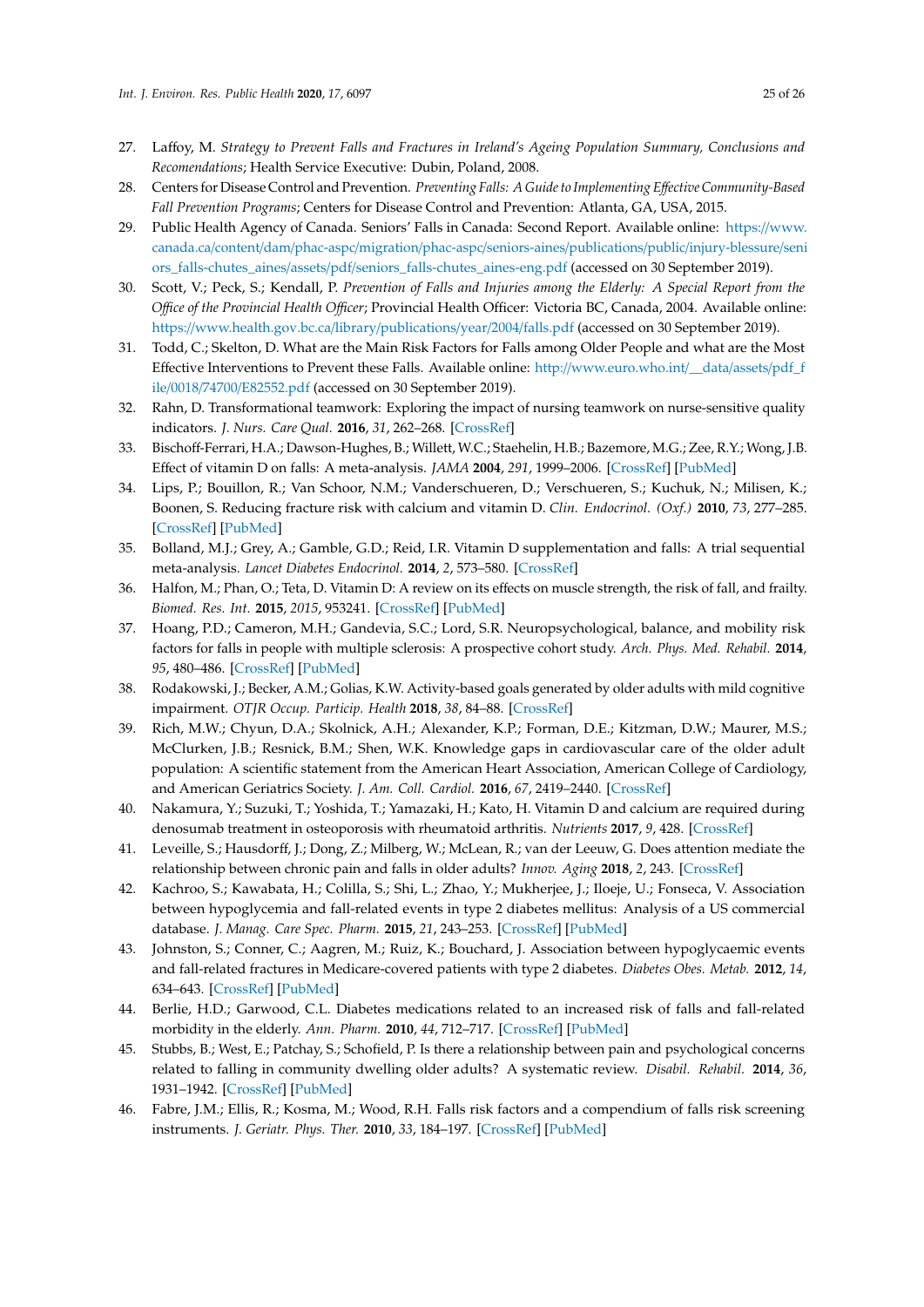27. Laffoy, M. *Strategy to Prevent Falls and Fractures in Ireland's Ageing Population Summary, Conclusions and Recomendations*; Health Service Executive: Dubin, Poland, 2008.
28. Centers for Disease Control and Prevention. *Preventing Falls: A Guide to Implementing Effective Community-Based Fall Prevention Programs*; Centers for Disease Control and Prevention: Atlanta, GA, USA, 2015.
29. Public Health Agency of Canada. Seniors' Falls in Canada: Second Report. Available online: https://www.canada.ca/content/dam/phac-aspc/migration/phac-aspc/seniors-aines/publications/public/injury-blessure/seniors_falls-chutes_aines/assets/pdf/seniors_falls-chutes_aines-eng.pdf (accessed on 30 September 2019).
30. Scott, V.; Peck, S.; Kendall, P. *Prevention of Falls and Injuries among the Elderly: A Special Report from the Office of the Provincial Health Officer*; Provincial Health Officer: Victoria BC, Canada, 2004. Available online: https://www.health.gov.bc.ca/library/publications/year/2004/falls.pdf (accessed on 30 September 2019).
31. Todd, C.; Skelton, D. What are the Main Risk Factors for Falls among Older People and what are the Most Effective Interventions to Prevent these Falls. Available online: http://www.euro.who.int/__data/assets/pdf_file/0018/74700/E82552.pdf (accessed on 30 September 2019).
32. Rahn, D. Transformational teamwork: Exploring the impact of nursing teamwork on nurse-sensitive quality indicators. *J. Nurs. Care Qual.* **2016**, *31*, 262–268. [CrossRef]
33. Bischoff-Ferrari, H.A.; Dawson-Hughes, B.; Willett, W.C.; Staehelin, H.B.; Bazemore, M.G.; Zee, R.Y.; Wong, J.B. Effect of vitamin D on falls: A meta-analysis. *JAMA* **2004**, *291*, 1999–2006. [CrossRef] [PubMed]
34. Lips, P.; Bouillon, R.; Van Schoor, N.M.; Vanderschueren, D.; Verschueren, S.; Kuchuk, N.; Milisen, K.; Boonen, S. Reducing fracture risk with calcium and vitamin D. *Clin. Endocrinol. (Oxf.)* **2010**, *73*, 277–285. [CrossRef] [PubMed]
35. Bolland, M.J.; Grey, A.; Gamble, G.D.; Reid, I.R. Vitamin D supplementation and falls: A trial sequential meta-analysis. *Lancet Diabetes Endocrinol.* **2014**, *2*, 573–580. [CrossRef]
36. Halfon, M.; Phan, O.; Teta, D. Vitamin D: A review on its effects on muscle strength, the risk of fall, and frailty. *Biomed. Res. Int.* **2015**, *2015*, 953241. [CrossRef] [PubMed]
37. Hoang, P.D.; Cameron, M.H.; Gandevia, S.C.; Lord, S.R. Neuropsychological, balance, and mobility risk factors for falls in people with multiple sclerosis: A prospective cohort study. *Arch. Phys. Med. Rehabil.* **2014**, *95*, 480–486. [CrossRef] [PubMed]
38. Rodakowski, J.; Becker, A.M.; Golias, K.W. Activity-based goals generated by older adults with mild cognitive impairment. *OTJR Occup. Particip. Health* **2018**, *38*, 84–88. [CrossRef]
39. Rich, M.W.; Chyun, D.A.; Skolnick, A.H.; Alexander, K.P.; Forman, D.E.; Kitzman, D.W.; Maurer, M.S.; McClurken, J.B.; Resnick, B.M.; Shen, W.K. Knowledge gaps in cardiovascular care of the older adult population: A scientific statement from the American Heart Association, American College of Cardiology, and American Geriatrics Society. *J. Am. Coll. Cardiol.* **2016**, *67*, 2419–2440. [CrossRef]
40. Nakamura, Y.; Suzuki, T.; Yoshida, T.; Yamazaki, H.; Kato, H. Vitamin D and calcium are required during denosumab treatment in osteoporosis with rheumatoid arthritis. *Nutrients* **2017**, *9*, 428. [CrossRef]
41. Leveille, S.; Hausdorff, J.; Dong, Z.; Milberg, W.; McLean, R.; van der Leeuw, G. Does attention mediate the relationship between chronic pain and falls in older adults? *Innov. Aging* **2018**, *2*, 243. [CrossRef]
42. Kachroo, S.; Kawabata, H.; Colilla, S.; Shi, L.; Zhao, Y.; Mukherjee, J.; Iloeje, U.; Fonseca, V. Association between hypoglycemia and fall-related events in type 2 diabetes mellitus: Analysis of a US commercial database. *J. Manag. Care Spec. Pharm.* **2015**, *21*, 243–253. [CrossRef] [PubMed]
43. Johnston, S.; Conner, C.; Aagren, M.; Ruiz, K.; Bouchard, J. Association between hypoglycaemic events and fall-related fractures in Medicare-covered patients with type 2 diabetes. *Diabetes Obes. Metab.* **2012**, *14*, 634–643. [CrossRef] [PubMed]
44. Berlie, H.D.; Garwood, C.L. Diabetes medications related to an increased risk of falls and fall-related morbidity in the elderly. *Ann. Pharm.* **2010**, *44*, 712–717. [CrossRef] [PubMed]
45. Stubbs, B.; West, E.; Patchay, S.; Schofield, P. Is there a relationship between pain and psychological concerns related to falling in community dwelling older adults? A systematic review. *Disabil. Rehabil.* **2014**, *36*, 1931–1942. [CrossRef] [PubMed]
46. Fabre, J.M.; Ellis, R.; Kosma, M.; Wood, R.H. Falls risk factors and a compendium of falls risk screening instruments. *J. Geriatr. Phys. Ther.* **2010**, *33*, 184–197. [CrossRef] [PubMed]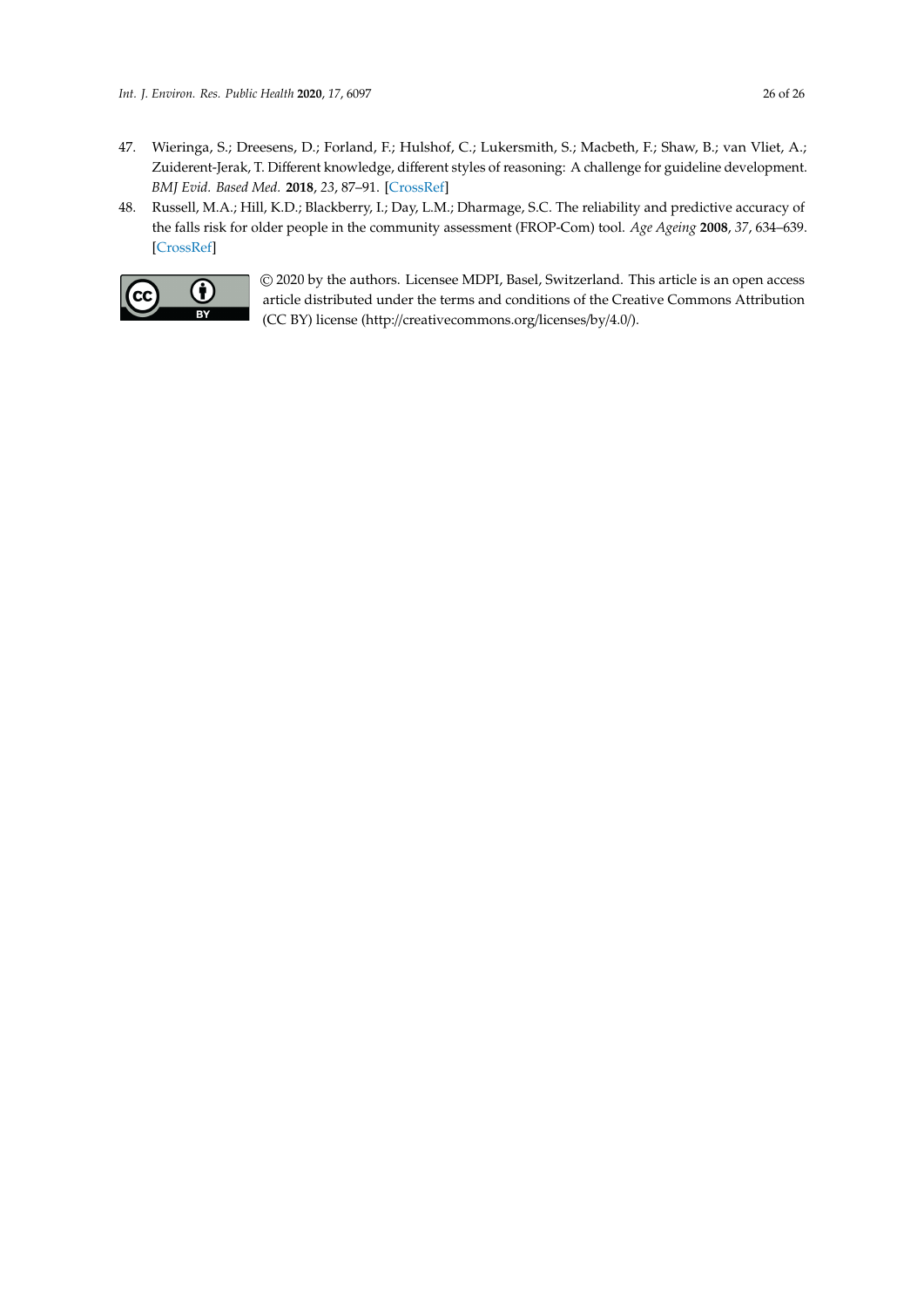47. Wieringa, S.; Dreesens, D.; Forland, F.; Hulshof, C.; Lukersmith, S.; Macbeth, F.; Shaw, B.; van Vliet, A.; Zuiderent-Jerak, T. Different knowledge, different styles of reasoning: A challenge for guideline development. *BMJ Evid. Based Med.* **2018**, *23*, 87–91. [CrossRef]
48. Russell, M.A.; Hill, K.D.; Blackberry, I.; Day, L.M.; Dharmage, S.C. The reliability and predictive accuracy of the falls risk for older people in the community assessment (FROP-Com) tool. *Age Ageing* **2008**, *37*, 634–639. [CrossRef]

© 2020 by the authors. Licensee MDPI, Basel, Switzerland. This article is an open access article distributed under the terms and conditions of the Creative Commons Attribution (CC BY) license (http://creativecommons.org/licenses/by/4.0/).